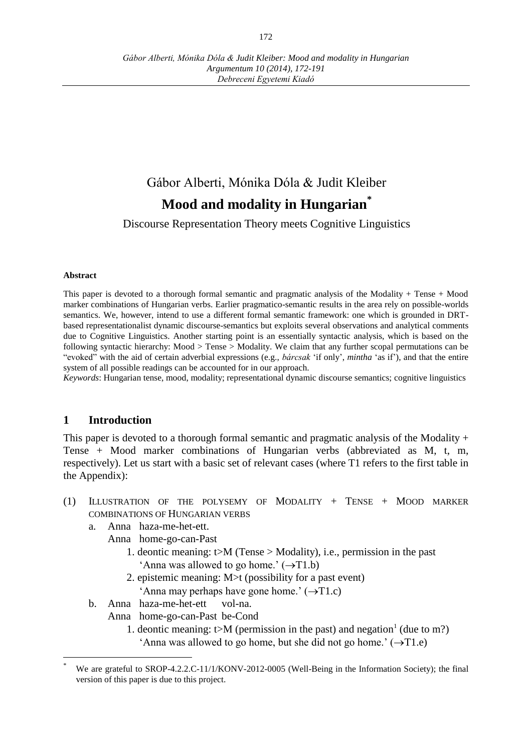# Gábor Alberti, Mónika Dóla & Judit Kleiber

# **Mood and modality in Hungarian**[*]

Discourse Representation Theory meets Cognitive Linguistics

#### **Abstract**

This paper is devoted to a thorough formal semantic and pragmatic analysis of the Modality + Tense + Mood marker combinations of Hungarian verbs. Earlier pragmatico-semantic results in the area rely on possible-worlds semantics. We, however, intend to use a different formal semantic framework: one which is grounded in DRT-based representationalist dynamic discourse-semantics but exploits several observations and analytical comments due to Cognitive Linguistics. Another starting point is an essentially syntactic analysis, which is based on the following syntactic hierarchy: Mood > Tense > Modality. We claim that any further scopal permutations can be "evoked" with the aid of certain adverbial expressions (e.g., *bárcsak* 'if only', *mintha* 'as if'), and that the entire system of all possible readings can be accounted for in our approach.

*Keywords*: Hungarian tense, mood, modality; representational dynamic discourse semantics; cognitive linguistics

## **1 Introduction**

This paper is devoted to a thorough formal semantic and pragmatic analysis of the Modality + Tense + Mood marker combinations of Hungarian verbs (abbreviated as M, t, m, respectively). Let us start with a basic set of relevant cases (where T1 refers to the first table in the Appendix):

(1) ILLUSTRATION OF THE POLYSEMY OF MODALITY + TENSE + MOOD MARKER COMBINATIONS OF HUNGARIAN VERBS

a. Anna haza-me-het-ett.
   Anna home-go-can-Past
   1. deontic meaning: t>M (Tense > Modality), i.e., permission in the past
      'Anna was allowed to go home.' (→T1.b)
   2. epistemic meaning: M>t (possibility for a past event)
      'Anna may perhaps have gone home.' (→T1.c)

b. Anna haza-me-het-ett vol-na.
   Anna home-go-can-Past be-Cond
   1. deontic meaning: t>M (permission in the past) and negation[1] (due to m?)
      'Anna was allowed to go home, but she did not go home.' (→T1.e)

[*] We are grateful to SROP-4.2.2.C-11/1/KONV-2012-0005 (Well-Being in the Information Society); the final version of this paper is due to this project.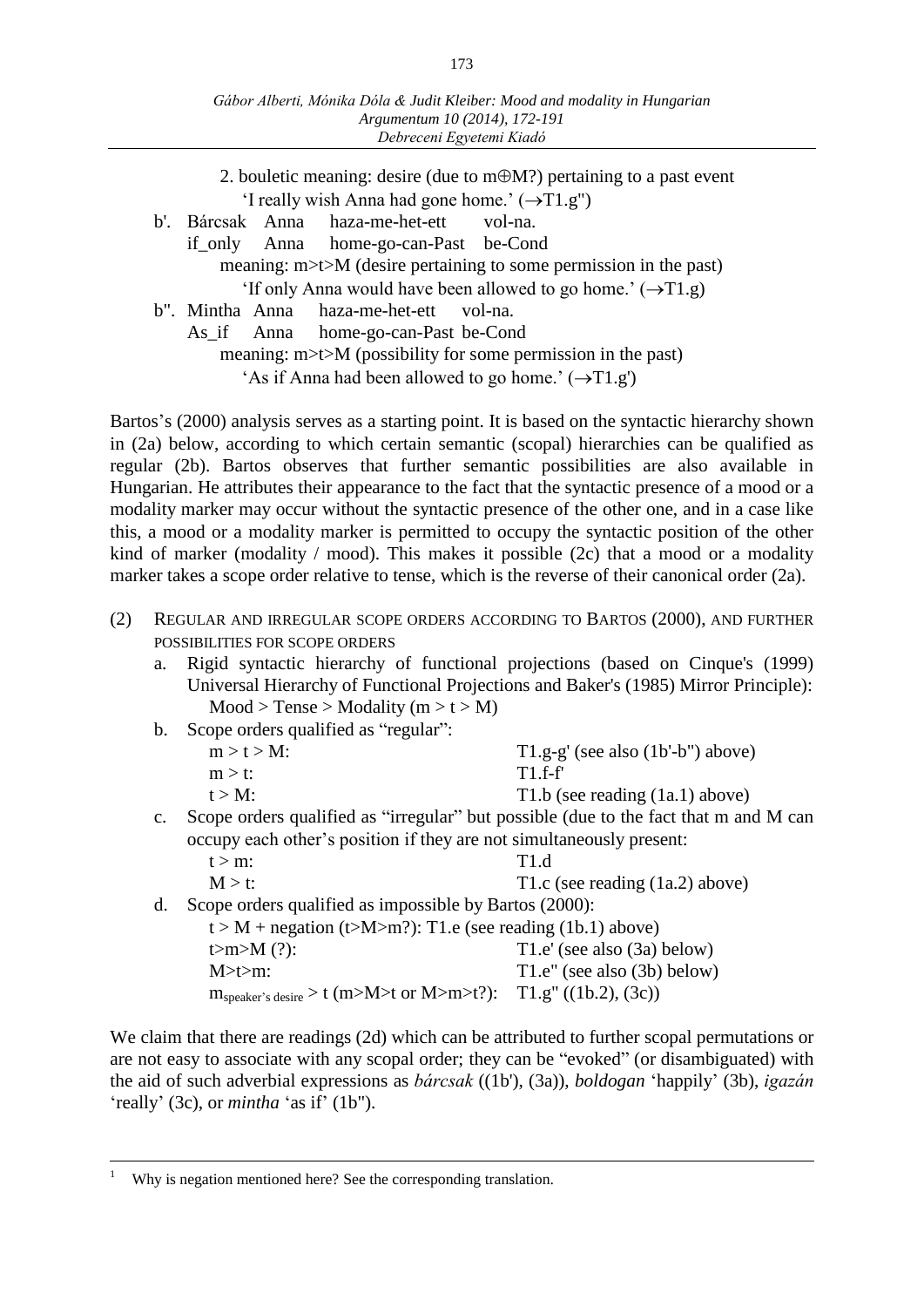2. bouletic meaning: desire (due to m⊕M?) pertaining to a past event
   'I really wish Anna had gone home.' (→T1.g")

b'. Bárcsak Anna haza-me-het-ett vol-na.
    if_only Anna home-go-can-Past be-Cond
    meaning: m>t>M (desire pertaining to some permission in the past)
    'If only Anna would have been allowed to go home.' (→T1.g)

b". Mintha Anna haza-me-het-ett vol-na.
    As_if Anna home-go-can-Past be-Cond
    meaning: m>t>M (possibility for some permission in the past)
    'As if Anna had been allowed to go home.' (→T1.g')

Bartos's (2000) analysis serves as a starting point. It is based on the syntactic hierarchy shown in (2a) below, according to which certain semantic (scopal) hierarchies can be qualified as regular (2b). Bartos observes that further semantic possibilities are also available in Hungarian. He attributes their appearance to the fact that the syntactic presence of a mood or a modality marker may occur without the syntactic presence of the other one, and in a case like this, a mood or a modality marker is permitted to occupy the syntactic position of the other kind of marker (modality / mood). This makes it possible (2c) that a mood or a modality marker takes a scope order relative to tense, which is the reverse of their canonical order (2a).

(2) REGULAR AND IRREGULAR SCOPE ORDERS ACCORDING TO BARTOS (2000), AND FURTHER POSSIBILITIES FOR SCOPE ORDERS

a. Rigid syntactic hierarchy of functional projections (based on Cinque's (1999) Universal Hierarchy of Functional Projections and Baker's (1985) Mirror Principle):
   Mood > Tense > Modality (m > t > M)

b. Scope orders qualified as "regular":

| | |
|---|---|
| m > t > M: | T1.g-g' (see also (1b'-b") above) |
| m > t: | T1.f-f' |
| t > M: | T1.b (see reading (1a.1) above) |

c. Scope orders qualified as "irregular" but possible (due to the fact that m and M can occupy each other's position if they are not simultaneously present:

| | |
|---|---|
| t > m: | T1.d |
| M > t: | T1.c (see reading (1a.2) above) |

d. Scope orders qualified as impossible by Bartos (2000):

| | |
|---|---|
| t > M + negation (t>M>m?): T1.e (see reading (1b.1) above) | |
| t>m>M (?): | T1.e' (see also (3a) below) |
| M>t>m: | T1.e" (see also (3b) below) |
| $m_{speaker's\ desire}$ > t (m>M>t or M>m>t?): | T1.g" ((1b.2), (3c)) |

We claim that there are readings (2d) which can be attributed to further scopal permutations or are not easy to associate with any scopal order; they can be "evoked" (or disambiguated) with the aid of such adverbial expressions as *bárcsak* ((1b'), (3a)), *boldogan* 'happily' (3b), *igazán* 'really' (3c), or *mintha* 'as if' (1b").

---

[1] Why is negation mentioned here? See the corresponding translation.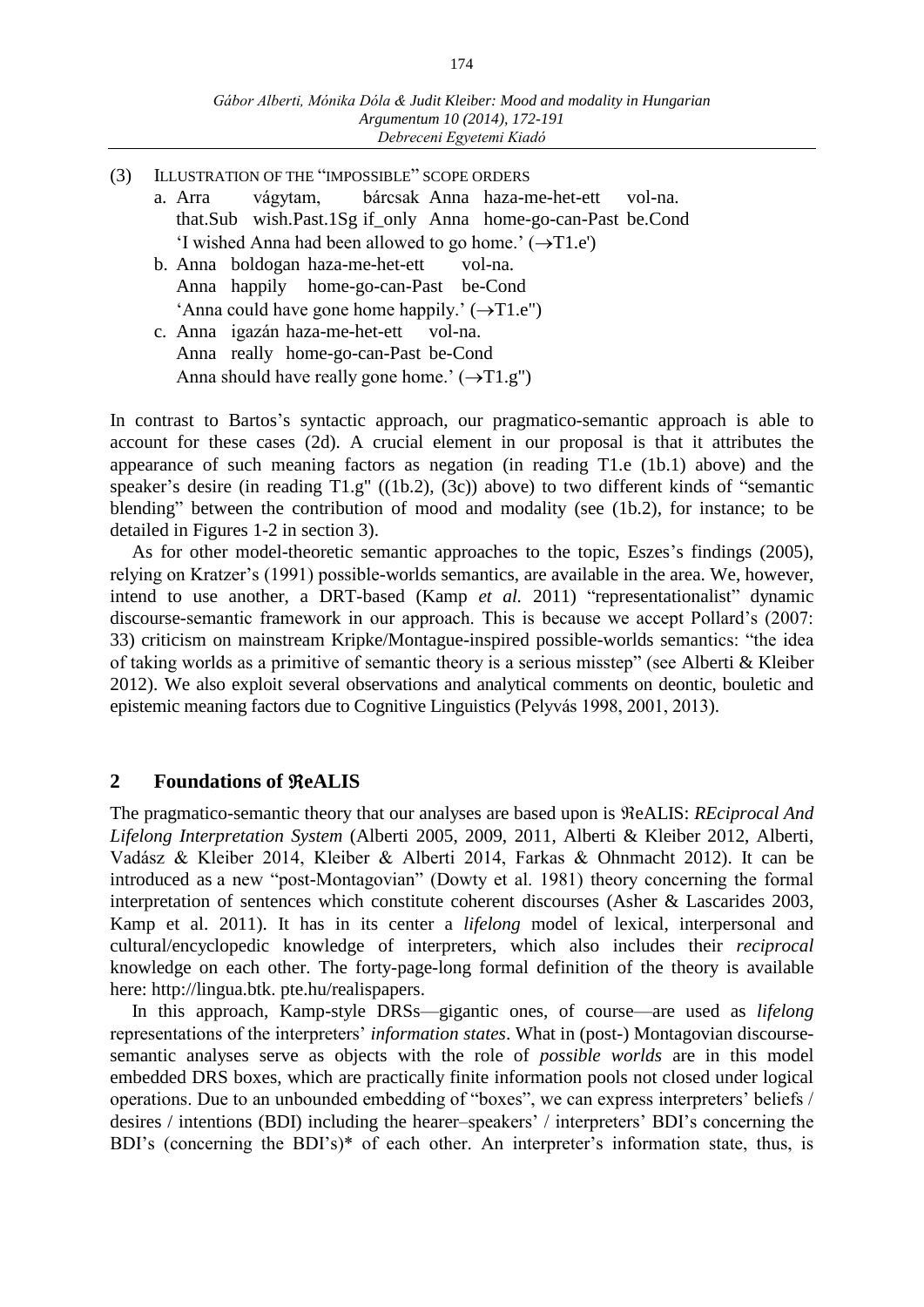(3) ILLUSTRATION OF THE "IMPOSSIBLE" SCOPE ORDERS

a. Arra vágytam, bárcsak Anna haza-me-het-ett vol-na.
   that.Sub wish.Past.1Sg if_only Anna home-go-can-Past be.Cond
   'I wished Anna had been allowed to go home.' (→T1.e')

b. Anna boldogan haza-me-het-ett vol-na.
   Anna happily home-go-can-Past be-Cond
   'Anna could have gone home happily.' (→T1.e'')

c. Anna igazán haza-me-het-ett vol-na.
   Anna really home-go-can-Past be-Cond
   Anna should have really gone home.' (→T1.g'')

In contrast to Bartos's syntactic approach, our pragmatico-semantic approach is able to account for these cases (2d). A crucial element in our proposal is that it attributes the appearance of such meaning factors as negation (in reading T1.e (1b.1) above) and the speaker's desire (in reading T1.g'' ((1b.2), (3c)) above) to two different kinds of "semantic blending" between the contribution of mood and modality (see (1b.2), for instance; to be detailed in Figures 1-2 in section 3).

As for other model-theoretic semantic approaches to the topic, Eszes's findings (2005), relying on Kratzer's (1991) possible-worlds semantics, are available in the area. We, however, intend to use another, a DRT-based (Kamp *et al.* 2011) "representationalist" dynamic discourse-semantic framework in our approach. This is because we accept Pollard's (2007: 33) criticism on mainstream Kripke/Montague-inspired possible-worlds semantics: "the idea of taking worlds as a primitive of semantic theory is a serious misstep" (see Alberti & Kleiber 2012). We also exploit several observations and analytical comments on deontic, bouletic and epistemic meaning factors due to Cognitive Linguistics (Pelyvás 1998, 2001, 2013).

## 2 Foundations of ℜeALIS

The pragmatico-semantic theory that our analyses are based upon is ℜeALIS: *REciprocal And Lifelong Interpretation System* (Alberti 2005, 2009, 2011, Alberti & Kleiber 2012, Alberti, Vadász & Kleiber 2014, Kleiber & Alberti 2014, Farkas & Ohnmacht 2012). It can be introduced as a new "post-Montagovian" (Dowty et al. 1981) theory concerning the formal interpretation of sentences which constitute coherent discourses (Asher & Lascarides 2003, Kamp et al. 2011). It has in its center a *lifelong* model of lexical, interpersonal and cultural/encyclopedic knowledge of interpreters, which also includes their *reciprocal* knowledge on each other. The forty-page-long formal definition of the theory is available here: http://lingua.btk. pte.hu/realispapers.

In this approach, Kamp-style DRSs—gigantic ones, of course—are used as *lifelong* representations of the interpreters' *information states*. What in (post-) Montagovian discourse-semantic analyses serve as objects with the role of *possible worlds* are in this model embedded DRS boxes, which are practically finite information pools not closed under logical operations. Due to an unbounded embedding of "boxes", we can express interpreters' beliefs / desires / intentions (BDI) including the hearer–speakers' / interpreters' BDI's concerning the BDI's (concerning the BDI's)* of each other. An interpreter's information state, thus, is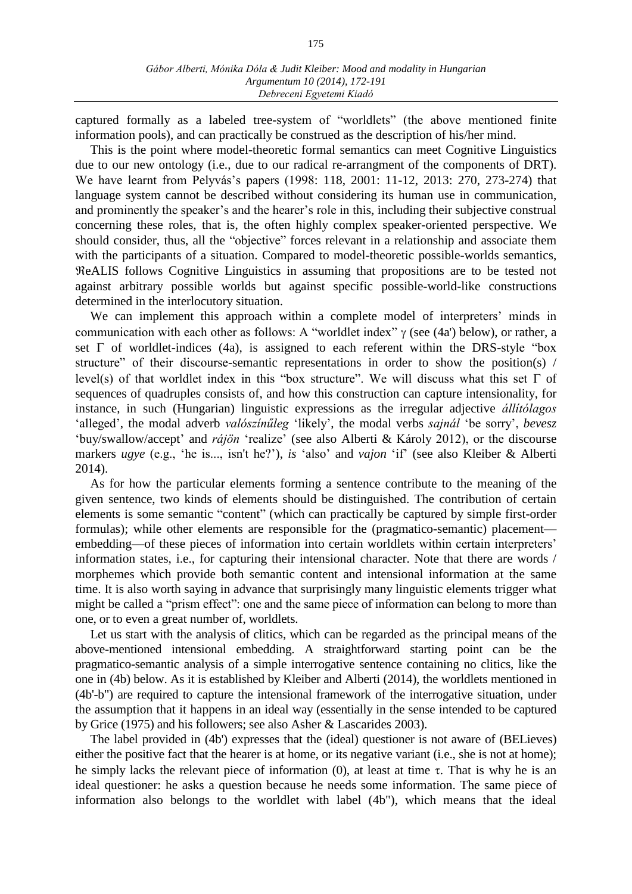captured formally as a labeled tree-system of "worldlets" (the above mentioned finite information pools), and can practically be construed as the description of his/her mind.

This is the point where model-theoretic formal semantics can meet Cognitive Linguistics due to our new ontology (i.e., due to our radical re-arrangment of the components of DRT). We have learnt from Pelyvás's papers (1998: 118, 2001: 11-12, 2013: 270, 273-274) that language system cannot be described without considering its human use in communication, and prominently the speaker's and the hearer's role in this, including their subjective construal concerning these roles, that is, the often highly complex speaker-oriented perspective. We should consider, thus, all the "objective" forces relevant in a relationship and associate them with the participants of a situation. Compared to model-theoretic possible-worlds semantics, ℜeALIS follows Cognitive Linguistics in assuming that propositions are to be tested not against arbitrary possible worlds but against specific possible-world-like constructions determined in the interlocutory situation.

We can implement this approach within a complete model of interpreters' minds in communication with each other as follows: A "worldlet index" $\gamma$ (see (4a') below), or rather, a set $\Gamma$ of worldlet-indices (4a), is assigned to each referent within the DRS-style "box structure" of their discourse-semantic representations in order to show the position(s) / level(s) of that worldlet index in this "box structure". We will discuss what this set $\Gamma$ of sequences of quadruples consists of, and how this construction can capture intensionality, for instance, in such (Hungarian) linguistic expressions as the irregular adjective *állítólagos* 'alleged', the modal adverb *valószínűleg* 'likely', the modal verbs *sajnál* 'be sorry', *bevesz* 'buy/swallow/accept' and *rájön* 'realize' (see also Alberti & Károly 2012), or the discourse markers *ugye* (e.g., 'he is..., isn't he?'), *is* 'also' and *vajon* 'if' (see also Kleiber & Alberti 2014).

As for how the particular elements forming a sentence contribute to the meaning of the given sentence, two kinds of elements should be distinguished. The contribution of certain elements is some semantic "content" (which can practically be captured by simple first-order formulas); while other elements are responsible for the (pragmatico-semantic) placement—embedding—of these pieces of information into certain worldlets within certain interpreters' information states, i.e., for capturing their intensional character. Note that there are words / morphemes which provide both semantic content and intensional information at the same time. It is also worth saying in advance that surprisingly many linguistic elements trigger what might be called a "prism effect": one and the same piece of information can belong to more than one, or to even a great number of, worldlets.

Let us start with the analysis of clitics, which can be regarded as the principal means of the above-mentioned intensional embedding. A straightforward starting point can be the pragmatico-semantic analysis of a simple interrogative sentence containing no clitics, like the one in (4b) below. As it is established by Kleiber and Alberti (2014), the worldlets mentioned in (4b'-b") are required to capture the intensional framework of the interrogative situation, under the assumption that it happens in an ideal way (essentially in the sense intended to be captured by Grice (1975) and his followers; see also Asher & Lascarides 2003).

The label provided in (4b') expresses that the (ideal) questioner is not aware of (BELieves) either the positive fact that the hearer is at home, or its negative variant (i.e., she is not at home); he simply lacks the relevant piece of information (0), at least at time $\tau$. That is why he is an ideal questioner: he asks a question because he needs some information. The same piece of information also belongs to the worldlet with label (4b"), which means that the ideal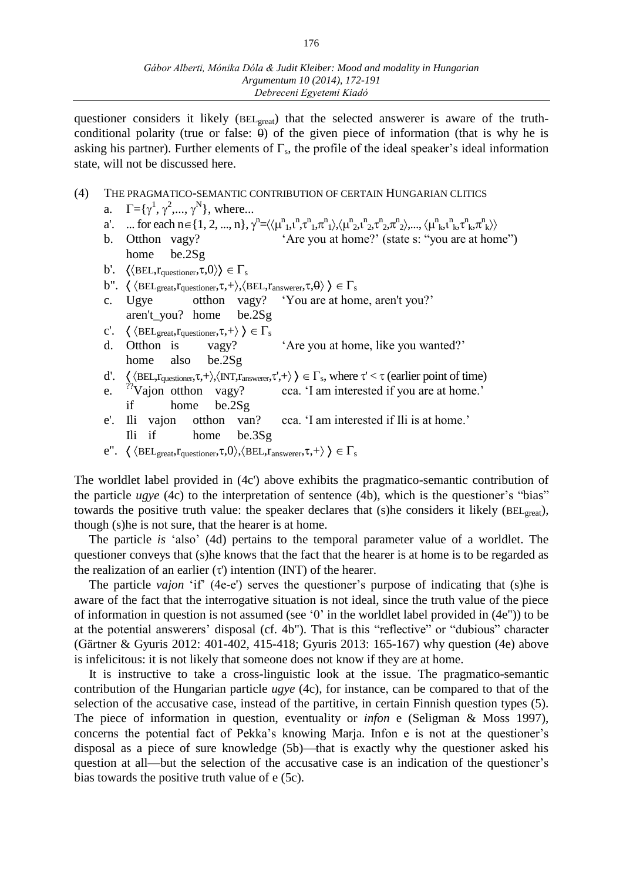questioner considers it likely ($\text{BEL}_{\text{great}}$) that the selected answerer is aware of the truth-conditional polarity (true or false: $\theta$) of the given piece of information (that is why he is asking his partner). Further elements of $\Gamma_s$, the profile of the ideal speaker's ideal information state, will not be discussed here.

(4) THE PRAGMATICO-SEMANTIC CONTRIBUTION OF CERTAIN HUNGARIAN CLITICS

a. $\Gamma=\{\gamma^1, \gamma^2,..., \gamma^N\}$, where...

a'. ... for each $n\in\{1, 2, ..., n\}$, $\gamma^n=\langle\langle\mu^n_1,\iota^n,\tau^n_1,\pi^n_1\rangle,\langle\mu^n_2,\iota^n_2,\tau^n_2,\pi^n_2\rangle,..., \langle\mu^n_k,\iota^n_k,\tau^n_k,\pi^n_k\rangle\rangle$

b. Otthon vagy? 'Are you at home?' (state s: "you are at home")
home be.2Sg

b'. $\langle\langle\text{BEL},r_{\text{questioner}},\tau,0\rangle\rangle \in \Gamma_s$

b''. $\langle\langle\text{BEL}_{\text{great}},r_{\text{questioner}},\tau,+\rangle,\langle\text{BEL},r_{\text{answerer}},\tau,\theta\rangle\rangle \in \Gamma_s$

c. Ugye otthon vagy? 'You are at home, aren't you?'
aren't_you? home be.2Sg

c'. $\langle\langle\text{BEL}_{\text{great}},r_{\text{questioner}},\tau,+\rangle\rangle \in \Gamma_s$

d. Otthon is vagy? 'Are you at home, like you wanted?'
home also be.2Sg

d'. $\langle\langle\text{BEL},r_{\text{questioner}},\tau,+\rangle,\langle\text{INT},r_{\text{answerer}},\tau',+\rangle\rangle \in \Gamma_s$, where $\tau' < \tau$ (earlier point of time)

e. ??Vajon otthon vagy? cca. 'I am interested if you are at home.'
if home be.2Sg

e'. Ili vajon otthon van? cca. 'I am interested if Ili is at home.'
Ili if home be.3Sg

e''. $\langle\langle\text{BEL}_{\text{great}},r_{\text{questioner}},\tau,0\rangle,\langle\text{BEL},r_{\text{answerer}},\tau,+\rangle\rangle \in \Gamma_s$

The worldlet label provided in (4c') above exhibits the pragmatico-semantic contribution of the particle *ugye* (4c) to the interpretation of sentence (4b), which is the questioner's "bias" towards the positive truth value: the speaker declares that (s)he considers it likely ($\text{BEL}_{\text{great}}$), though (s)he is not sure, that the hearer is at home.

The particle *is* 'also' (4d) pertains to the temporal parameter value of a worldlet. The questioner conveys that (s)he knows that the fact that the hearer is at home is to be regarded as the realization of an earlier ($\tau'$) intention (INT) of the hearer.

The particle *vajon* 'if' (4e-e') serves the questioner's purpose of indicating that (s)he is aware of the fact that the interrogative situation is not ideal, since the truth value of the piece of information in question is not assumed (see '0' in the worldlet label provided in (4e'')) to be at the potential answerers' disposal (cf. 4b''). That is this "reflective" or "dubious" character (Gärtner & Gyuris 2012: 401-402, 415-418; Gyuris 2013: 165-167) why question (4e) above is infelicitous: it is not likely that someone does not know if they are at home.

It is instructive to take a cross-linguistic look at the issue. The pragmatico-semantic contribution of the Hungarian particle *ugye* (4c), for instance, can be compared to that of the selection of the accusative case, instead of the partitive, in certain Finnish question types (5). The piece of information in question, eventuality or *infon* e (Seligman & Moss 1997), concerns the potential fact of Pekka's knowing Marja. Infon e is not at the questioner's disposal as a piece of sure knowledge (5b)—that is exactly why the questioner asked his question at all—but the selection of the accusative case is an indication of the questioner's bias towards the positive truth value of e (5c).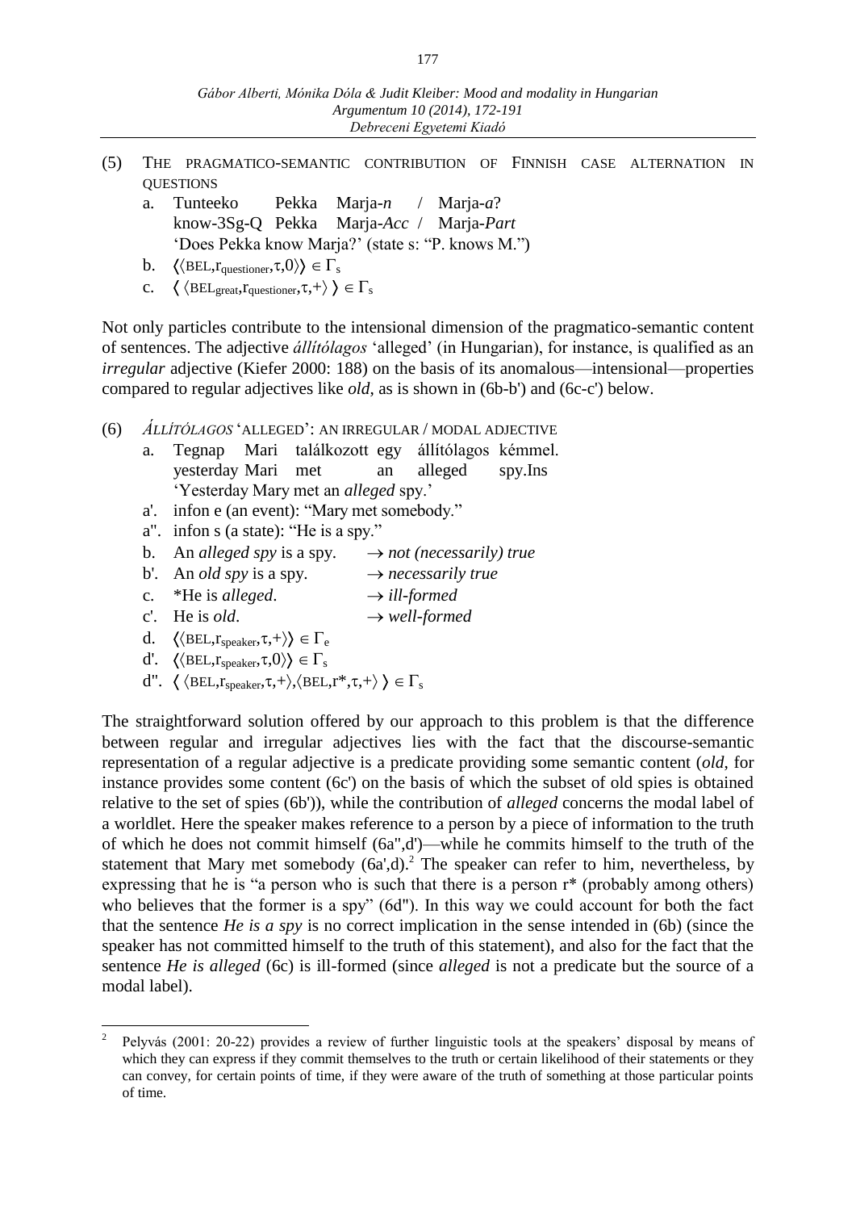(5) THE PRAGMATICO-SEMANTIC CONTRIBUTION OF FINNISH CASE ALTERNATION IN QUESTIONS

a. Tunteeko Pekka Marja-*n* / Marja-*a*?
   know-3Sg-Q Pekka Marja-*Acc* / Marja-*Part*
   'Does Pekka know Marja?' (state s: "P. knows M.")

b. $\langle\langle \text{BEL}, r_{\text{questioner}}, \tau, 0 \rangle\rangle \in \Gamma_s$

c. $\langle \langle \text{BEL}_{\text{great}}, r_{\text{questioner}}, \tau, + \rangle \rangle \in \Gamma_s$

Not only particles contribute to the intensional dimension of the pragmatico-semantic content of sentences. The adjective *állítólagos* 'alleged' (in Hungarian), for instance, is qualified as an *irregular* adjective (Kiefer 2000: 188) on the basis of its anomalous—intensional—properties compared to regular adjectives like *old*, as is shown in (6b-b') and (6c-c') below.

(6) *ÁLLÍTÓLAGOS* 'ALLEGED': AN IRREGULAR / MODAL ADJECTIVE

a. Tegnap Mari találkozott egy állítólagos kémmel.
   yesterday Mari met an alleged spy.Ins
   'Yesterday Mary met an *alleged* spy.'

a'. infon e (an event): "Mary met somebody."

a". infon s (a state): "He is a spy."

b. An *alleged spy* is a spy. → *not (necessarily) true*

b'. An *old spy* is a spy. → *necessarily true*

c. *He is *alleged*. → *ill-formed*

c'. He is *old*. → *well-formed*

d. $\langle\langle \text{BEL}, r_{\text{speaker}}, \tau, + \rangle\rangle \in \Gamma_e$

d'. $\langle\langle \text{BEL}, r_{\text{speaker}}, \tau, 0 \rangle\rangle \in \Gamma_s$

d". $\langle \langle \text{BEL}, r_{\text{speaker}}, \tau, + \rangle, \langle \text{BEL}, r^*, \tau, + \rangle \rangle \in \Gamma_s$

The straightforward solution offered by our approach to this problem is that the difference between regular and irregular adjectives lies with the fact that the discourse-semantic representation of a regular adjective is a predicate providing some semantic content (*old*, for instance provides some content (6c') on the basis of which the subset of old spies is obtained relative to the set of spies (6b')), while the contribution of *alleged* concerns the modal label of a worldlet. Here the speaker makes reference to a person by a piece of information to the truth of which he does not commit himself (6a",d')—while he commits himself to the truth of the statement that Mary met somebody (6a',d).[2] The speaker can refer to him, nevertheless, by expressing that he is "a person who is such that there is a person r* (probably among others) who believes that the former is a spy" (6d"). In this way we could account for both the fact that the sentence *He is a spy* is no correct implication in the sense intended in (6b) (since the speaker has not committed himself to the truth of this statement), and also for the fact that the sentence *He is alleged* (6c) is ill-formed (since *alleged* is not a predicate but the source of a modal label).

---

[2] Pelyvás (2001: 20-22) provides a review of further linguistic tools at the speakers' disposal by means of which they can express if they commit themselves to the truth or certain likelihood of their statements or they can convey, for certain points of time, if they were aware of the truth of something at those particular points of time.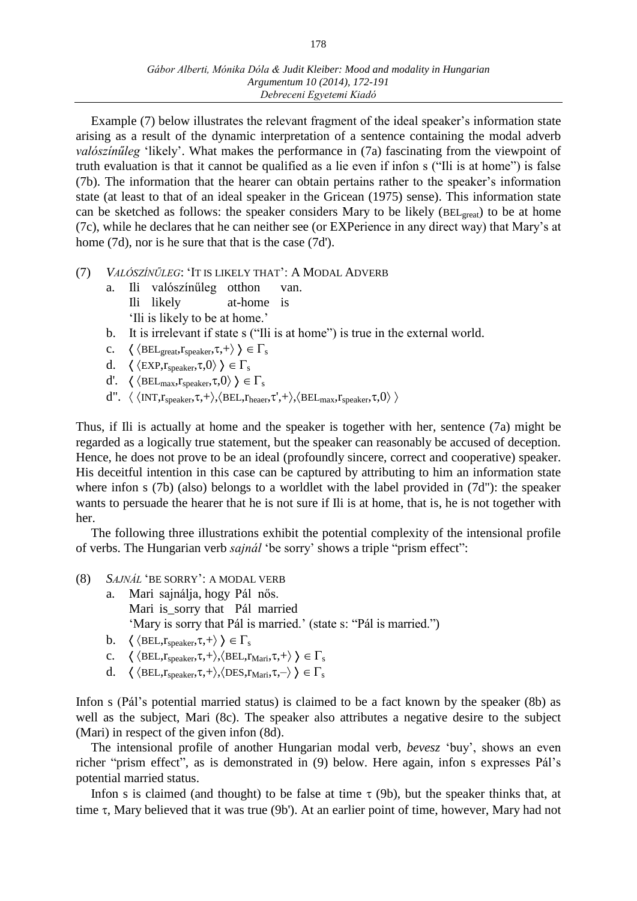Example (7) below illustrates the relevant fragment of the ideal speaker's information state arising as a result of the dynamic interpretation of a sentence containing the modal adverb *valószínűleg* 'likely'. What makes the performance in (7a) fascinating from the viewpoint of truth evaluation is that it cannot be qualified as a lie even if infon s ("Ili is at home") is false (7b). The information that the hearer can obtain pertains rather to the speaker's information state (at least to that of an ideal speaker in the Gricean (1975) sense). This information state can be sketched as follows: the speaker considers Mary to be likely ($\text{BEL}_{great}$) to be at home (7c), while he declares that he can neither see (or EXPerience in any direct way) that Mary's at home (7d), nor is he sure that that is the case (7d').

(7) *VALÓSZÍNŰLEG*: 'IT IS LIKELY THAT': A MODAL ADVERB

a. Ili valószínűleg otthon van.
   Ili likely at-home is
   'Ili is likely to be at home.'

b. It is irrelevant if state s ("Ili is at home") is true in the external world.

c. $\langle\langle \text{BEL}_{great}, r_{speaker}, \tau, + \rangle\rangle \in \Gamma_s$

d. $\langle\langle \text{EXP}, r_{speaker}, \tau, 0 \rangle\rangle \in \Gamma_s$

d'. $\langle\langle \text{BEL}_{max}, r_{speaker}, \tau, 0 \rangle\rangle \in \Gamma_s$

d''. $\langle\langle \text{INT}, r_{speaker}, \tau, + \rangle, \langle \text{BEL}, r_{heaer}, \tau', + \rangle, \langle \text{BEL}_{max}, r_{speaker}, \tau, 0 \rangle\rangle$

Thus, if Ili is actually at home and the speaker is together with her, sentence (7a) might be regarded as a logically true statement, but the speaker can reasonably be accused of deception. Hence, he does not prove to be an ideal (profoundly sincere, correct and cooperative) speaker. His deceitful intention in this case can be captured by attributing to him an information state where infon s (7b) (also) belongs to a worldlet with the label provided in (7d''): the speaker wants to persuade the hearer that he is not sure if Ili is at home, that is, he is not together with her.

The following three illustrations exhibit the potential complexity of the intensional profile of verbs. The Hungarian verb *sajnál* 'be sorry' shows a triple "prism effect":

(8) *SAJNÁL* 'BE SORRY': A MODAL VERB

a. Mari sajnálja, hogy Pál nős.
   Mari is_sorry that Pál married
   'Mary is sorry that Pál is married.' (state s: "Pál is married.")

b. $\langle\langle \text{BEL}, r_{speaker}, \tau, + \rangle\rangle \in \Gamma_s$

c. $\langle\langle \text{BEL}, r_{speaker}, \tau, + \rangle, \langle \text{BEL}, r_{Mari}, \tau, + \rangle\rangle \in \Gamma_s$

d. $\langle\langle \text{BEL}, r_{speaker}, \tau, + \rangle, \langle \text{DES}, r_{Mari}, \tau, - \rangle\rangle \in \Gamma_s$

Infon s (Pál's potential married status) is claimed to be a fact known by the speaker (8b) as well as the subject, Mari (8c). The speaker also attributes a negative desire to the subject (Mari) in respect of the given infon (8d).

The intensional profile of another Hungarian modal verb, *bevesz* 'buy', shows an even richer "prism effect", as is demonstrated in (9) below. Here again, infon s expresses Pál's potential married status.

Infon s is claimed (and thought) to be false at time $\tau$ (9b), but the speaker thinks that, at time $\tau$, Mary believed that it was true (9b'). At an earlier point of time, however, Mary had not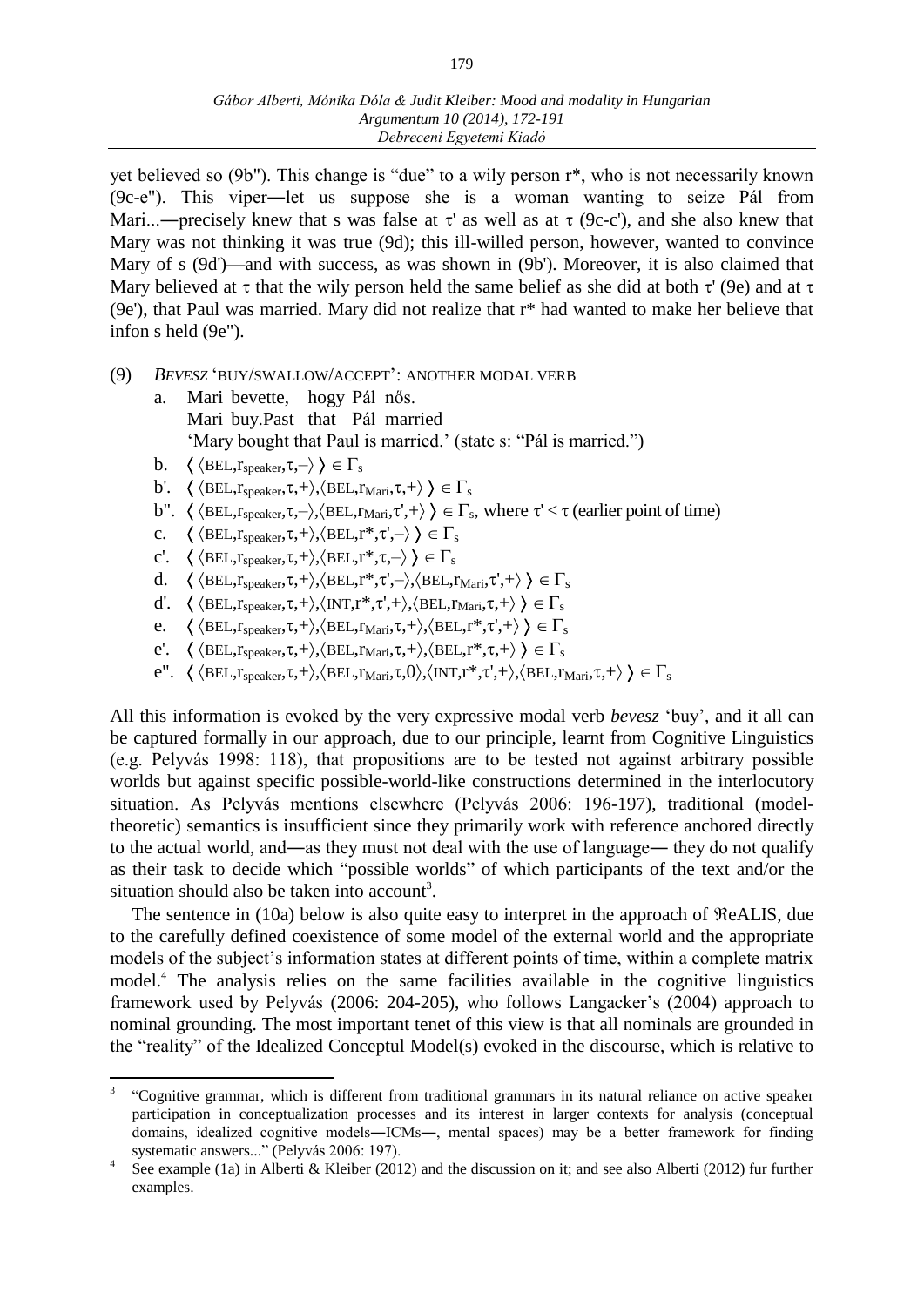yet believed so (9b''). This change is "due" to a wily person r*, who is not necessarily known (9c-e''). This viper―let us suppose she is a woman wanting to seize Pál from Mari...―precisely knew that s was false at τ' as well as at τ (9c-c'), and she also knew that Mary was not thinking it was true (9d); this ill-willed person, however, wanted to convince Mary of s (9d')—and with success, as was shown in (9b'). Moreover, it is also claimed that Mary believed at τ that the wily person held the same belief as she did at both τ' (9e) and at τ (9e'), that Paul was married. Mary did not realize that r* had wanted to make her believe that infon s held (9e'').

(9) *BEVESZ* 'BUY/SWALLOW/ACCEPT': ANOTHER MODAL VERB

a. Mari bevette, hogy Pál nős.
   Mari buy.Past that Pál married
   'Mary bought that Paul is married.' (state s: "Pál is married.")

b. $\langle \langle \text{BEL}, r_{speaker}, \tau, - \rangle \rangle \in \Gamma_s$

b'. $\langle \langle \text{BEL}, r_{speaker}, \tau, + \rangle, \langle \text{BEL}, r_{Mari}, \tau, + \rangle \rangle \in \Gamma_s$

b''. $\langle \langle \text{BEL}, r_{speaker}, \tau, - \rangle, \langle \text{BEL}, r_{Mari}, \tau', + \rangle \rangle \in \Gamma_s$, where $\tau' < \tau$ (earlier point of time)

c. $\langle \langle \text{BEL}, r_{speaker}, \tau, + \rangle, \langle \text{BEL}, r^*, \tau', - \rangle \rangle \in \Gamma_s$

c'. $\langle \langle \text{BEL}, r_{speaker}, \tau, + \rangle, \langle \text{BEL}, r^*, \tau, - \rangle \rangle \in \Gamma_s$

d. $\langle \langle \text{BEL}, r_{speaker}, \tau, + \rangle, \langle \text{BEL}, r^*, \tau', - \rangle, \langle \text{BEL}, r_{Mari}, \tau', + \rangle \rangle \in \Gamma_s$

d'. $\langle \langle \text{BEL}, r_{speaker}, \tau, + \rangle, \langle \text{INT}, r^*, \tau', + \rangle, \langle \text{BEL}, r_{Mari}, \tau, + \rangle \rangle \in \Gamma_s$

e. $\langle \langle \text{BEL}, r_{speaker}, \tau, + \rangle, \langle \text{BEL}, r_{Mari}, \tau, + \rangle, \langle \text{BEL}, r^*, \tau', + \rangle \rangle \in \Gamma_s$

e'. $\langle \langle \text{BEL}, r_{speaker}, \tau, + \rangle, \langle \text{BEL}, r_{Mari}, \tau, + \rangle, \langle \text{BEL}, r^*, \tau, + \rangle \rangle \in \Gamma_s$

e''. $\langle \langle \text{BEL}, r_{speaker}, \tau, + \rangle, \langle \text{BEL}, r_{Mari}, \tau, 0 \rangle, \langle \text{INT}, r^*, \tau', + \rangle, \langle \text{BEL}, r_{Mari}, \tau, + \rangle \rangle \in \Gamma_s$

All this information is evoked by the very expressive modal verb *bevesz* 'buy', and it all can be captured formally in our approach, due to our principle, learnt from Cognitive Linguistics (e.g. Pelyvás 1998: 118), that propositions are to be tested not against arbitrary possible worlds but against specific possible-world-like constructions determined in the interlocutory situation. As Pelyvás mentions elsewhere (Pelyvás 2006: 196-197), traditional (model-theoretic) semantics is insufficient since they primarily work with reference anchored directly to the actual world, and―as they must not deal with the use of language― they do not qualify as their task to decide which "possible worlds" of which participants of the text and/or the situation should also be taken into account[3].

The sentence in (10a) below is also quite easy to interpret in the approach of ℜeALIS, due to the carefully defined coexistence of some model of the external world and the appropriate models of the subject's information states at different points of time, within a complete matrix model.[4] The analysis relies on the same facilities available in the cognitive linguistics framework used by Pelyvás (2006: 204-205), who follows Langacker's (2004) approach to nominal grounding. The most important tenet of this view is that all nominals are grounded in the "reality" of the Idealized Conceptul Model(s) evoked in the discourse, which is relative to

---

[3] "Cognitive grammar, which is different from traditional grammars in its natural reliance on active speaker participation in conceptualization processes and its interest in larger contexts for analysis (conceptual domains, idealized cognitive models―ICMs―, mental spaces) may be a better framework for finding systematic answers..." (Pelyvás 2006: 197).

[4] See example (1a) in Alberti & Kleiber (2012) and the discussion on it; and see also Alberti (2012) fur further examples.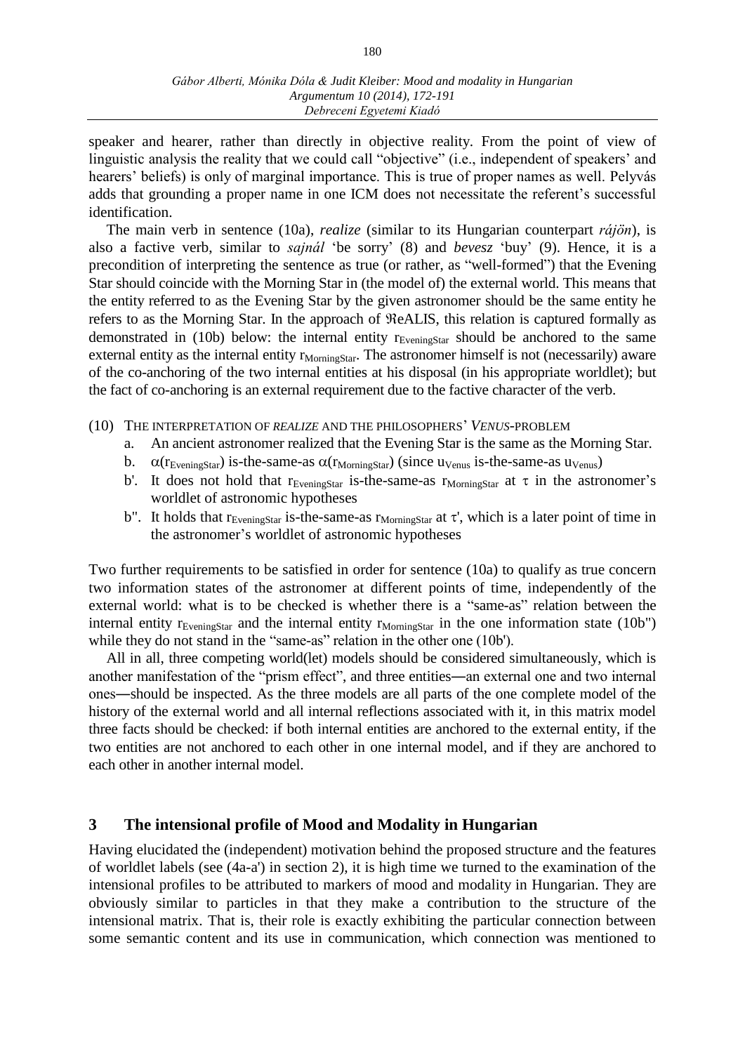speaker and hearer, rather than directly in objective reality. From the point of view of linguistic analysis the reality that we could call "objective" (i.e., independent of speakers' and hearers' beliefs) is only of marginal importance. This is true of proper names as well. Pelyvás adds that grounding a proper name in one ICM does not necessitate the referent's successful identification.

The main verb in sentence (10a), *realize* (similar to its Hungarian counterpart *rájön*), is also a factive verb, similar to *sajnál* 'be sorry' (8) and *bevesz* 'buy' (9). Hence, it is a precondition of interpreting the sentence as true (or rather, as "well-formed") that the Evening Star should coincide with the Morning Star in (the model of) the external world. This means that the entity referred to as the Evening Star by the given astronomer should be the same entity he refers to as the Morning Star. In the approach of $\Re$eALIS, this relation is captured formally as demonstrated in (10b) below: the internal entity $r_{EveningStar}$ should be anchored to the same external entity as the internal entity $r_{MorningStar}$. The astronomer himself is not (necessarily) aware of the co-anchoring of the two internal entities at his disposal (in his appropriate worldlet); but the fact of co-anchoring is an external requirement due to the factive character of the verb.

(10) THE INTERPRETATION OF *REALIZE* AND THE PHILOSOPHERS' *VENUS*-PROBLEM

- a. An ancient astronomer realized that the Evening Star is the same as the Morning Star.
- b. $\alpha(r_{EveningStar})$ is-the-same-as $\alpha(r_{MorningStar})$ (since $u_{Venus}$ is-the-same-as $u_{Venus}$)
- b'. It does not hold that $r_{EveningStar}$ is-the-same-as $r_{MorningStar}$ at $\tau$ in the astronomer's worldlet of astronomic hypotheses
- b''. It holds that $r_{EveningStar}$ is-the-same-as $r_{MorningStar}$ at $\tau'$, which is a later point of time in the astronomer's worldlet of astronomic hypotheses

Two further requirements to be satisfied in order for sentence (10a) to qualify as true concern two information states of the astronomer at different points of time, independently of the external world: what is to be checked is whether there is a "same-as" relation between the internal entity $r_{EveningStar}$ and the internal entity $r_{MorningStar}$ in the one information state (10b'') while they do not stand in the "same-as" relation in the other one (10b').

All in all, three competing world(let) models should be considered simultaneously, which is another manifestation of the "prism effect", and three entities—an external one and two internal ones—should be inspected. As the three models are all parts of the one complete model of the history of the external world and all internal reflections associated with it, in this matrix model three facts should be checked: if both internal entities are anchored to the external entity, if the two entities are not anchored to each other in one internal model, and if they are anchored to each other in another internal model.

## 3 The intensional profile of Mood and Modality in Hungarian

Having elucidated the (independent) motivation behind the proposed structure and the features of worldlet labels (see (4a-a') in section 2), it is high time we turned to the examination of the intensional profiles to be attributed to markers of mood and modality in Hungarian. They are obviously similar to particles in that they make a contribution to the structure of the intensional matrix. That is, their role is exactly exhibiting the particular connection between some semantic content and its use in communication, which connection was mentioned to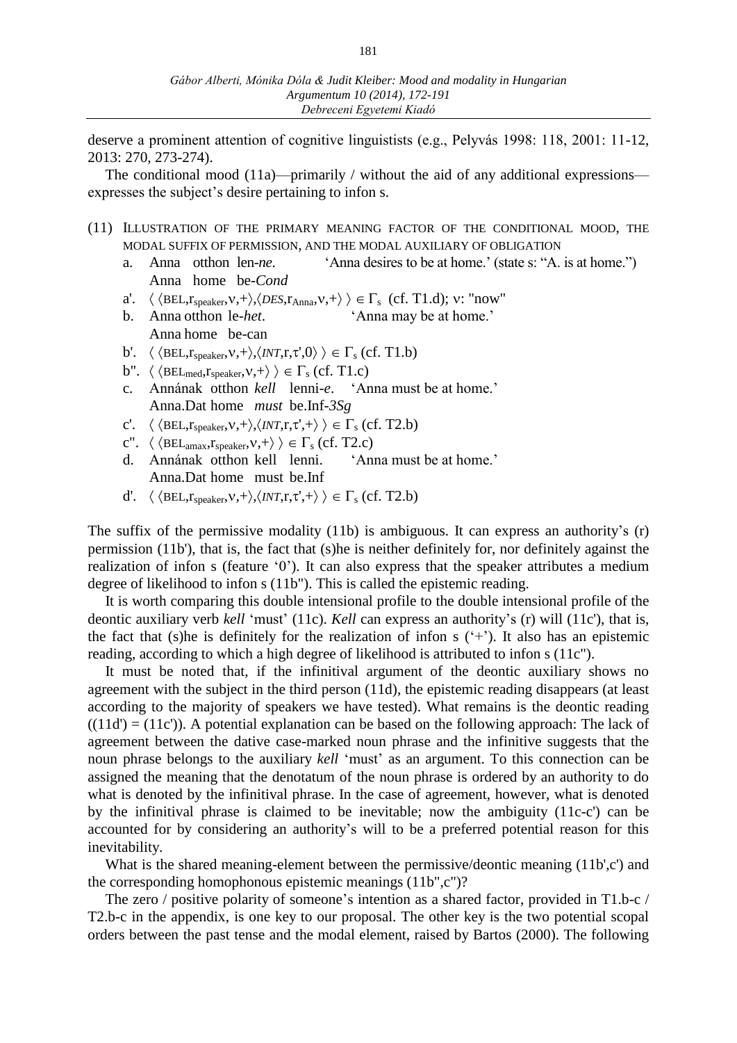deserve a prominent attention of cognitive linguistists (e.g., Pelyvás 1998: 118, 2001: 11-12, 2013: 270, 273-274).

The conditional mood (11a)—primarily / without the aid of any additional expressions—expresses the subject's desire pertaining to infon s.

(11) ILLUSTRATION OF THE PRIMARY MEANING FACTOR OF THE CONDITIONAL MOOD, THE MODAL SUFFIX OF PERMISSION, AND THE MODAL AUXILIARY OF OBLIGATION

a. Anna otthon len-*ne*. 'Anna desires to be at home.' (state s: "A. is at home.")
   Anna home be-*Cond*

a'. $\langle\, \langle \text{BEL}, r_{speaker}, \nu, + \rangle, \langle DES, r_{Anna}, \nu, + \rangle \,\rangle \in \Gamma_s$ (cf. T1.d); ν: "now"

b. Anna otthon le-*het*. 'Anna may be at home.'
   Anna home be-can

b'. $\langle\, \langle \text{BEL}, r_{speaker}, \nu, + \rangle, \langle INT, r, \tau', 0 \rangle \,\rangle \in \Gamma_s$ (cf. T1.b)

b''. $\langle\, \langle \text{BEL}_{med}, r_{speaker}, \nu, + \rangle \,\rangle \in \Gamma_s$ (cf. T1.c)

c. Annának otthon *kell* lenni-*e*. 'Anna must be at home.'
   Anna.Dat home *must* be.Inf-*3Sg*

c'. $\langle\, \langle \text{BEL}, r_{speaker}, \nu, + \rangle, \langle INT, r, \tau', + \rangle \,\rangle \in \Gamma_s$ (cf. T2.b)

c''. $\langle\, \langle \text{BEL}_{amax}, r_{speaker}, \nu, + \rangle \,\rangle \in \Gamma_s$ (cf. T2.c)

d. Annának otthon kell lenni. 'Anna must be at home.'
   Anna.Dat home must be.Inf

d'. $\langle\, \langle \text{BEL}, r_{speaker}, \nu, + \rangle, \langle INT, r, \tau', + \rangle \,\rangle \in \Gamma_s$ (cf. T2.b)

The suffix of the permissive modality (11b) is ambiguous. It can express an authority's (r) permission (11b'), that is, the fact that (s)he is neither definitely for, nor definitely against the realization of infon s (feature '0'). It can also express that the speaker attributes a medium degree of likelihood to infon s (11b''). This is called the epistemic reading.

It is worth comparing this double intensional profile to the double intensional profile of the deontic auxiliary verb *kell* 'must' (11c). *Kell* can express an authority's (r) will (11c'), that is, the fact that (s)he is definitely for the realization of infon s ('+'). It also has an epistemic reading, according to which a high degree of likelihood is attributed to infon s (11c'').

It must be noted that, if the infinitival argument of the deontic auxiliary shows no agreement with the subject in the third person (11d), the epistemic reading disappears (at least according to the majority of speakers we have tested). What remains is the deontic reading ((11d') = (11c')). A potential explanation can be based on the following approach: The lack of agreement between the dative case-marked noun phrase and the infinitive suggests that the noun phrase belongs to the auxiliary *kell* 'must' as an argument. To this connection can be assigned the meaning that the denotatum of the noun phrase is ordered by an authority to do what is denoted by the infinitival phrase. In the case of agreement, however, what is denoted by the infinitival phrase is claimed to be inevitable; now the ambiguity (11c-c') can be accounted for by considering an authority's will to be a preferred potential reason for this inevitability.

What is the shared meaning-element between the permissive/deontic meaning (11b',c') and the corresponding homophonous epistemic meanings (11b'',c'')?

The zero / positive polarity of someone's intention as a shared factor, provided in T1.b-c / T2.b-c in the appendix, is one key to our proposal. The other key is the two potential scopal orders between the past tense and the modal element, raised by Bartos (2000). The following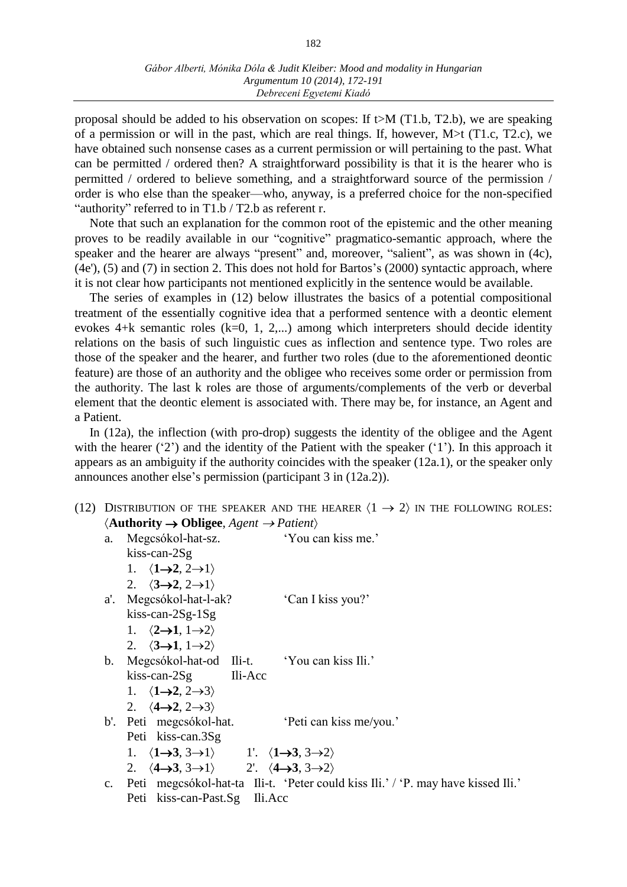proposal should be added to his observation on scopes: If t>M (T1.b, T2.b), we are speaking of a permission or will in the past, which are real things. If, however, M>t (T1.c, T2.c), we have obtained such nonsense cases as a current permission or will pertaining to the past. What can be permitted / ordered then? A straightforward possibility is that it is the hearer who is permitted / ordered to believe something, and a straightforward source of the permission / order is who else than the speaker—who, anyway, is a preferred choice for the non-specified "authority" referred to in T1.b / T2.b as referent r.

Note that such an explanation for the common root of the epistemic and the other meaning proves to be readily available in our "cognitive" pragmatico-semantic approach, where the speaker and the hearer are always "present" and, moreover, "salient", as was shown in (4c), (4e'), (5) and (7) in section 2. This does not hold for Bartos's (2000) syntactic approach, where it is not clear how participants not mentioned explicitly in the sentence would be available.

The series of examples in (12) below illustrates the basics of a potential compositional treatment of the essentially cognitive idea that a performed sentence with a deontic element evokes 4+k semantic roles (k=0, 1, 2,...) among which interpreters should decide identity relations on the basis of such linguistic cues as inflection and sentence type. Two roles are those of the speaker and the hearer, and further two roles (due to the aforementioned deontic feature) are those of an authority and the obligee who receives some order or permission from the authority. The last k roles are those of arguments/complements of the verb or deverbal element that the deontic element is associated with. There may be, for instance, an Agent and a Patient.

In (12a), the inflection (with pro-drop) suggests the identity of the obligee and the Agent with the hearer ('2') and the identity of the Patient with the speaker ('1'). In this approach it appears as an ambiguity if the authority coincides with the speaker (12a.1), or the speaker only announces another else's permission (participant 3 in (12a.2)).

(12) DISTRIBUTION OF THE SPEAKER AND THE HEARER ⟨1 → 2⟩ IN THE FOLLOWING ROLES: ⟨**Authority → Obligee**, *Agent → Patient*⟩

a. Megcsókol-hat-sz. 'You can kiss me.'
   kiss-can-2Sg
   1. ⟨**1→2**, 2→1⟩
   2. ⟨**3→2**, 2→1⟩

a'. Megcsókol-hat-l-ak? 'Can I kiss you?'
   kiss-can-2Sg-1Sg
   1. ⟨**2→1**, 1→2⟩
   2. ⟨**3→1**, 1→2⟩

b. Megcsókol-hat-od Ili-t. 'You can kiss Ili.'
   kiss-can-2Sg Ili-Acc
   1. ⟨**1→2**, 2→3⟩
   2. ⟨**4→2**, 2→3⟩

b'. Peti megcsókol-hat. 'Peti can kiss me/you.'
   Peti kiss-can.3Sg
   1. ⟨**1→3**, 3→1⟩ 1'. ⟨**1→3**, 3→2⟩
   2. ⟨**4→3**, 3→1⟩ 2'. ⟨**4→3**, 3→2⟩

c. Peti megcsókol-hat-ta Ili-t. 'Peter could kiss Ili.' / 'P. may have kissed Ili.'
   Peti kiss-can-Past.Sg Ili.Acc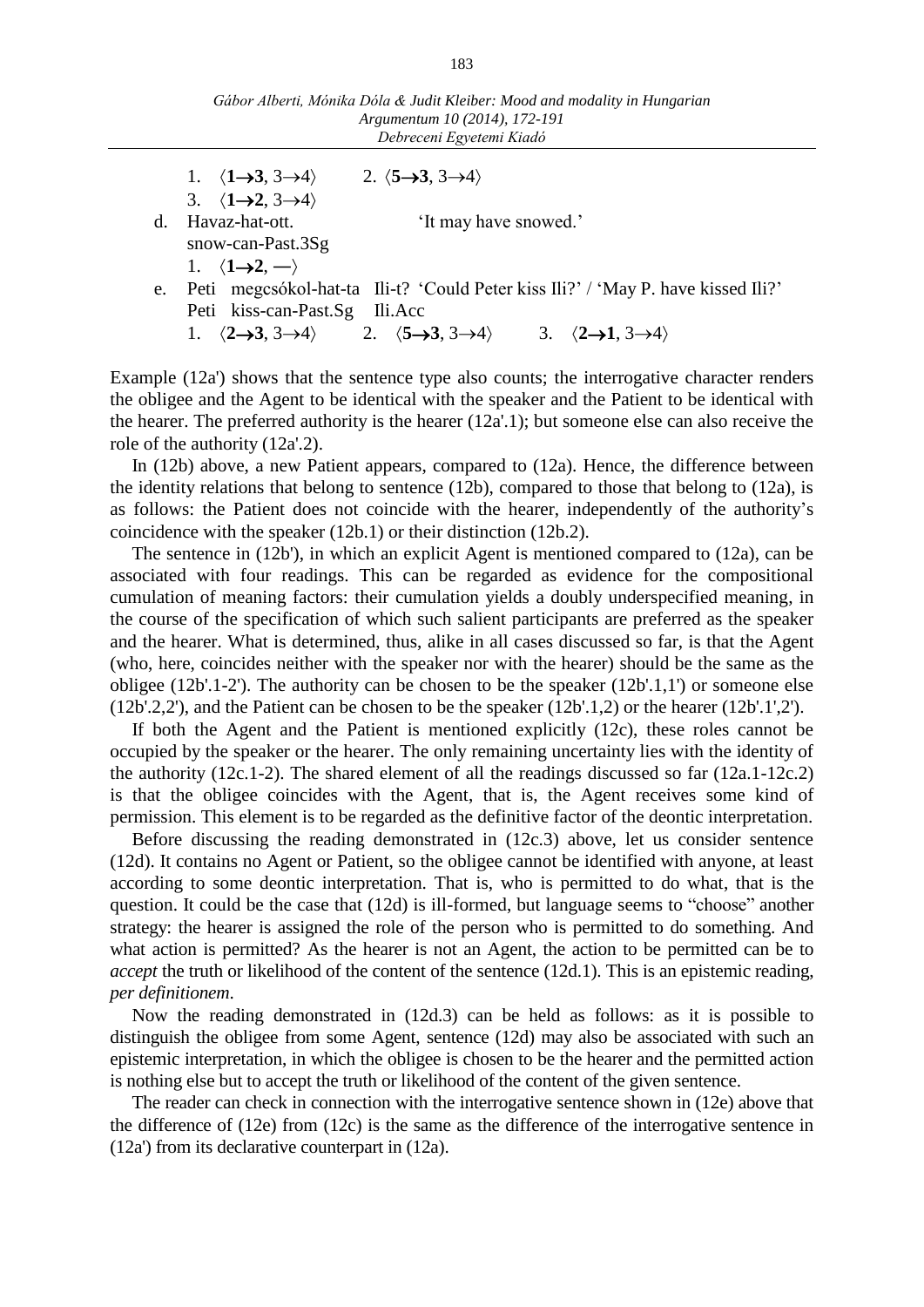1. ⟨**1→3**, 3→4⟩ 2. ⟨**5→3**, 3→4⟩
3. ⟨**1→2**, 3→4⟩

d. Havaz-hat-ott. 'It may have snowed.'
snow-can-Past.3Sg
1. ⟨**1→2**, **—**⟩

e. Peti megcsókol-hat-ta Ili-t? 'Could Peter kiss Ili?' / 'May P. have kissed Ili?'
Peti kiss-can-Past.Sg Ili.Acc
1. ⟨**2→3**, 3→4⟩ 2. ⟨**5→3**, 3→4⟩ 3. ⟨**2→1**, 3→4⟩

Example (12a') shows that the sentence type also counts; the interrogative character renders the obligee and the Agent to be identical with the speaker and the Patient to be identical with the hearer. The preferred authority is the hearer (12a'.1); but someone else can also receive the role of the authority (12a'.2).

In (12b) above, a new Patient appears, compared to (12a). Hence, the difference between the identity relations that belong to sentence (12b), compared to those that belong to (12a), is as follows: the Patient does not coincide with the hearer, independently of the authority's coincidence with the speaker (12b.1) or their distinction (12b.2).

The sentence in (12b'), in which an explicit Agent is mentioned compared to (12a), can be associated with four readings. This can be regarded as evidence for the compositional cumulation of meaning factors: their cumulation yields a doubly underspecified meaning, in the course of the specification of which such salient participants are preferred as the speaker and the hearer. What is determined, thus, alike in all cases discussed so far, is that the Agent (who, here, coincides neither with the speaker nor with the hearer) should be the same as the obligee (12b'.1-2'). The authority can be chosen to be the speaker (12b'.1,1') or someone else (12b'.2,2'), and the Patient can be chosen to be the speaker (12b'.1,2) or the hearer (12b'.1',2').

If both the Agent and the Patient is mentioned explicitly (12c), these roles cannot be occupied by the speaker or the hearer. The only remaining uncertainty lies with the identity of the authority (12c.1-2). The shared element of all the readings discussed so far (12a.1-12c.2) is that the obligee coincides with the Agent, that is, the Agent receives some kind of permission. This element is to be regarded as the definitive factor of the deontic interpretation.

Before discussing the reading demonstrated in (12c.3) above, let us consider sentence (12d). It contains no Agent or Patient, so the obligee cannot be identified with anyone, at least according to some deontic interpretation. That is, who is permitted to do what, that is the question. It could be the case that (12d) is ill-formed, but language seems to "choose" another strategy: the hearer is assigned the role of the person who is permitted to do something. And what action is permitted? As the hearer is not an Agent, the action to be permitted can be to *accept* the truth or likelihood of the content of the sentence (12d.1). This is an epistemic reading, *per definitionem*.

Now the reading demonstrated in (12d.3) can be held as follows: as it is possible to distinguish the obligee from some Agent, sentence (12d) may also be associated with such an epistemic interpretation, in which the obligee is chosen to be the hearer and the permitted action is nothing else but to accept the truth or likelihood of the content of the given sentence.

The reader can check in connection with the interrogative sentence shown in (12e) above that the difference of (12e) from (12c) is the same as the difference of the interrogative sentence in (12a') from its declarative counterpart in (12a).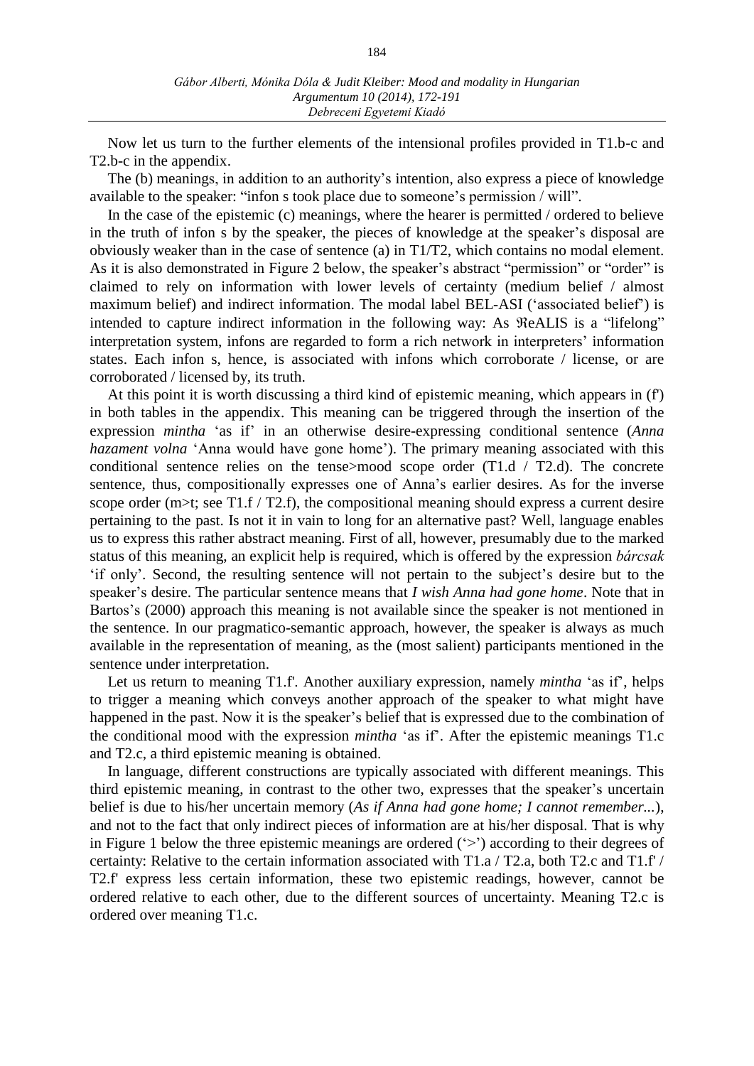Now let us turn to the further elements of the intensional profiles provided in T1.b-c and T2.b-c in the appendix.

The (b) meanings, in addition to an authority's intention, also express a piece of knowledge available to the speaker: "infon s took place due to someone's permission / will".

In the case of the epistemic (c) meanings, where the hearer is permitted / ordered to believe in the truth of infon s by the speaker, the pieces of knowledge at the speaker's disposal are obviously weaker than in the case of sentence (a) in T1/T2, which contains no modal element. As it is also demonstrated in Figure 2 below, the speaker's abstract "permission" or "order" is claimed to rely on information with lower levels of certainty (medium belief / almost maximum belief) and indirect information. The modal label BEL-ASI ('associated belief') is intended to capture indirect information in the following way: As ℜeALIS is a "lifelong" interpretation system, infons are regarded to form a rich network in interpreters' information states. Each infon s, hence, is associated with infons which corroborate / license, or are corroborated / licensed by, its truth.

At this point it is worth discussing a third kind of epistemic meaning, which appears in (f') in both tables in the appendix. This meaning can be triggered through the insertion of the expression *mintha* 'as if' in an otherwise desire-expressing conditional sentence (*Anna hazament volna* 'Anna would have gone home'). The primary meaning associated with this conditional sentence relies on the tense>mood scope order (T1.d / T2.d). The concrete sentence, thus, compositionally expresses one of Anna's earlier desires. As for the inverse scope order (m>t; see T1.f / T2.f), the compositional meaning should express a current desire pertaining to the past. Is not it in vain to long for an alternative past? Well, language enables us to express this rather abstract meaning. First of all, however, presumably due to the marked status of this meaning, an explicit help is required, which is offered by the expression *bárcsak* 'if only'. Second, the resulting sentence will not pertain to the subject's desire but to the speaker's desire. The particular sentence means that *I wish Anna had gone home*. Note that in Bartos's (2000) approach this meaning is not available since the speaker is not mentioned in the sentence. In our pragmatico-semantic approach, however, the speaker is always as much available in the representation of meaning, as the (most salient) participants mentioned in the sentence under interpretation.

Let us return to meaning T1.f'. Another auxiliary expression, namely *mintha* 'as if', helps to trigger a meaning which conveys another approach of the speaker to what might have happened in the past. Now it is the speaker's belief that is expressed due to the combination of the conditional mood with the expression *mintha* 'as if'. After the epistemic meanings T1.c and T2.c, a third epistemic meaning is obtained.

In language, different constructions are typically associated with different meanings. This third epistemic meaning, in contrast to the other two, expresses that the speaker's uncertain belief is due to his/her uncertain memory (*As if Anna had gone home; I cannot remember...*), and not to the fact that only indirect pieces of information are at his/her disposal. That is why in Figure 1 below the three epistemic meanings are ordered ('>') according to their degrees of certainty: Relative to the certain information associated with T1.a / T2.a, both T2.c and T1.f' / T2.f' express less certain information, these two epistemic readings, however, cannot be ordered relative to each other, due to the different sources of uncertainty. Meaning T2.c is ordered over meaning T1.c.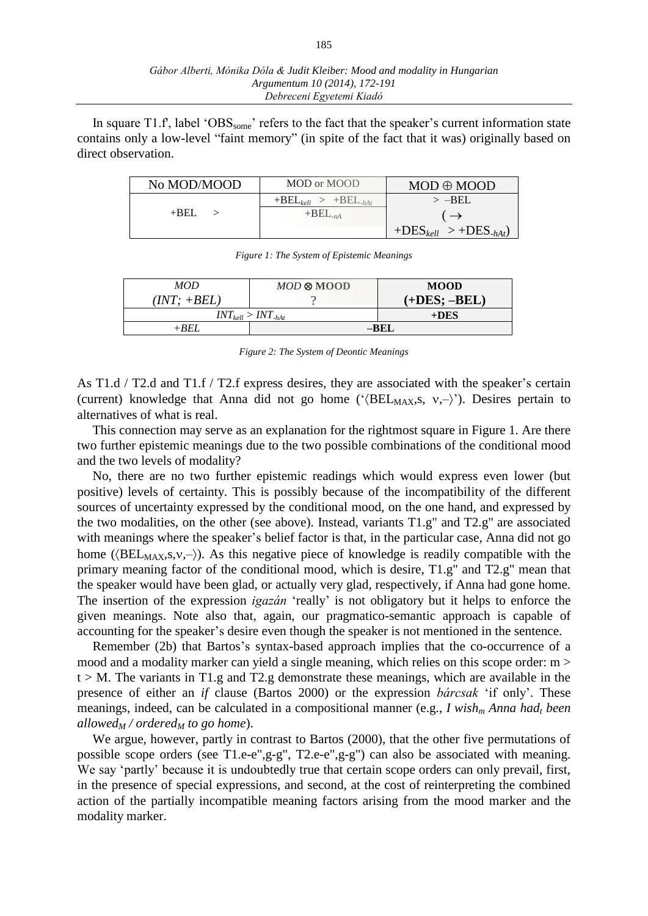In square T1.f', label 'OBS$_{some}$' refers to the fact that the speaker's current information state contains only a low-level "faint memory" (in spite of the fact that it was) originally based on direct observation.

| No MOD/MOOD | MOD or MOOD | MOD ⊕ MOOD |
|---|---|---|
| +BEL > | +BEL$_{kell}$ > +BEL$_{-hAt}$ | > –BEL |
| | +BEL$_{-nA}$ | (→ +DES$_{kell}$ > +DES$_{-hAt}$) |

*Figure 1: The System of Epistemic Meanings*

| *MOD* *(INT; +BEL)* | *MOD* ⊗ **MOOD** ? | **MOOD** **(+DES; –BEL)** |
|---|---|---|
| *INT$_{kell}$ > INT$_{-hAt}$* | | **+DES** |
| *+BEL* | **–BEL** | |

*Figure 2: The System of Deontic Meanings*

As T1.d / T2.d and T1.f / T2.f express desires, they are associated with the speaker's certain (current) knowledge that Anna did not go home ('⟨BEL$_{MAX}$,s, ν,–⟩'). Desires pertain to alternatives of what is real.

This connection may serve as an explanation for the rightmost square in Figure 1. Are there two further epistemic meanings due to the two possible combinations of the conditional mood and the two levels of modality?

No, there are no two further epistemic readings which would express even lower (but positive) levels of certainty. This is possibly because of the incompatibility of the different sources of uncertainty expressed by the conditional mood, on the one hand, and expressed by the two modalities, on the other (see above). Instead, variants T1.g" and T2.g" are associated with meanings where the speaker's belief factor is that, in the particular case, Anna did not go home (⟨BEL$_{MAX}$,s,ν,–⟩). As this negative piece of knowledge is readily compatible with the primary meaning factor of the conditional mood, which is desire, T1.g" and T2.g" mean that the speaker would have been glad, or actually very glad, respectively, if Anna had gone home. The insertion of the expression *igazán* 'really' is not obligatory but it helps to enforce the given meanings. Note also that, again, our pragmatico-semantic approach is capable of accounting for the speaker's desire even though the speaker is not mentioned in the sentence.

Remember (2b) that Bartos's syntax-based approach implies that the co-occurrence of a mood and a modality marker can yield a single meaning, which relies on this scope order: m > t > M. The variants in T1.g and T2.g demonstrate these meanings, which are available in the presence of either an *if* clause (Bartos 2000) or the expression *bárcsak* 'if only'. These meanings, indeed, can be calculated in a compositional manner (e.g., *I wish$_m$ Anna had$_t$ been allowed$_M$ / ordered$_M$ to go home*).

We argue, however, partly in contrast to Bartos (2000), that the other five permutations of possible scope orders (see T1.e-e",g-g", T2.e-e",g-g") can also be associated with meaning. We say 'partly' because it is undoubtedly true that certain scope orders can only prevail, first, in the presence of special expressions, and second, at the cost of reinterpreting the combined action of the partially incompatible meaning factors arising from the mood marker and the modality marker.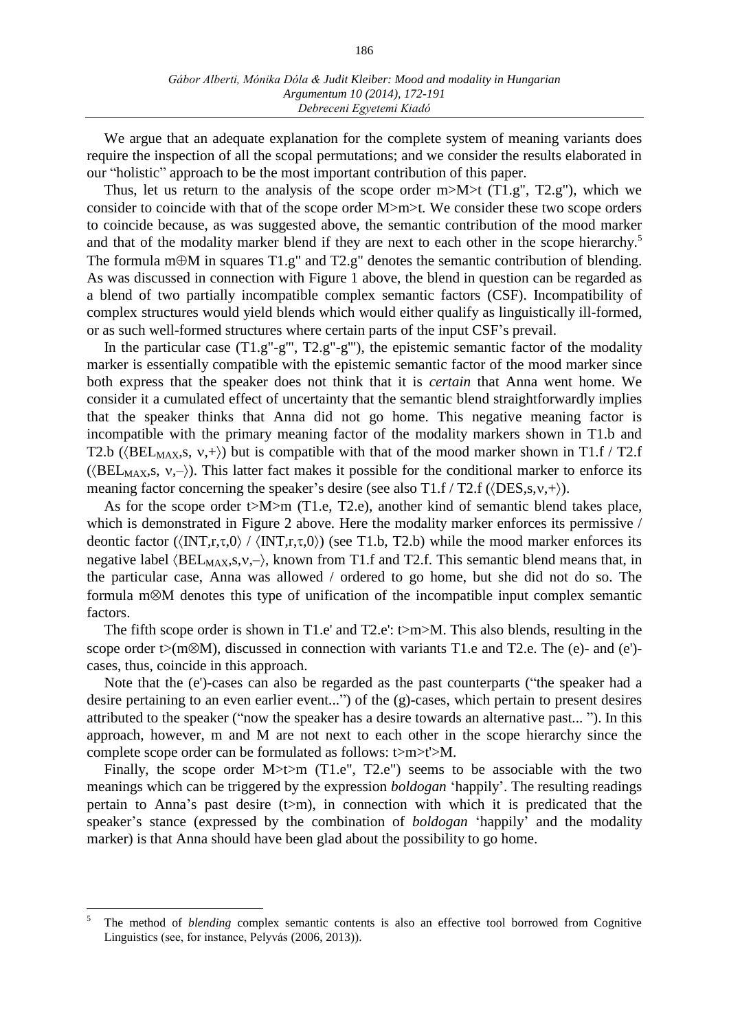We argue that an adequate explanation for the complete system of meaning variants does require the inspection of all the scopal permutations; and we consider the results elaborated in our "holistic" approach to be the most important contribution of this paper.

Thus, let us return to the analysis of the scope order m>M>t (T1.g", T2.g"), which we consider to coincide with that of the scope order M>m>t. We consider these two scope orders to coincide because, as was suggested above, the semantic contribution of the mood marker and that of the modality marker blend if they are next to each other in the scope hierarchy.[5] The formula m⊕M in squares T1.g" and T2.g" denotes the semantic contribution of blending. As was discussed in connection with Figure 1 above, the blend in question can be regarded as a blend of two partially incompatible complex semantic factors (CSF). Incompatibility of complex structures would yield blends which would either qualify as linguistically ill-formed, or as such well-formed structures where certain parts of the input CSF's prevail.

In the particular case (T1.g"-g"', T2.g"-g"'), the epistemic semantic factor of the modality marker is essentially compatible with the epistemic semantic factor of the mood marker since both express that the speaker does not think that it is *certain* that Anna went home. We consider it a cumulated effect of uncertainty that the semantic blend straightforwardly implies that the speaker thinks that Anna did not go home. This negative meaning factor is incompatible with the primary meaning factor of the modality markers shown in T1.b and T2.b (⟨$BEL_{MAX}$,s, ν,+⟩) but is compatible with that of the mood marker shown in T1.f / T2.f (⟨$BEL_{MAX}$,s, ν,–⟩). This latter fact makes it possible for the conditional marker to enforce its meaning factor concerning the speaker's desire (see also T1.f / T2.f (⟨DES,s,ν,+⟩).

As for the scope order t>M>m (T1.e, T2.e), another kind of semantic blend takes place, which is demonstrated in Figure 2 above. Here the modality marker enforces its permissive / deontic factor (⟨INT,r,τ,0⟩ / ⟨INT,r,τ,0⟩) (see T1.b, T2.b) while the mood marker enforces its negative label ⟨$BEL_{MAX}$,s,ν,–⟩, known from T1.f and T2.f. This semantic blend means that, in the particular case, Anna was allowed / ordered to go home, but she did not do so. The formula m⊗M denotes this type of unification of the incompatible input complex semantic factors.

The fifth scope order is shown in T1.e' and T2.e': t>m>M. This also blends, resulting in the scope order t>(m⊗M), discussed in connection with variants T1.e and T2.e. The (e)- and (e')-cases, thus, coincide in this approach.

Note that the (e')-cases can also be regarded as the past counterparts ("the speaker had a desire pertaining to an even earlier event...") of the (g)-cases, which pertain to present desires attributed to the speaker ("now the speaker has a desire towards an alternative past... "). In this approach, however, m and M are not next to each other in the scope hierarchy since the complete scope order can be formulated as follows: t>m>t'>M.

Finally, the scope order M>t>m (T1.e", T2.e") seems to be associable with the two meanings which can be triggered by the expression *boldogan* 'happily'. The resulting readings pertain to Anna's past desire (t>m), in connection with which it is predicated that the speaker's stance (expressed by the combination of *boldogan* 'happily' and the modality marker) is that Anna should have been glad about the possibility to go home.

---

[5] The method of *blending* complex semantic contents is also an effective tool borrowed from Cognitive Linguistics (see, for instance, Pelyvás (2006, 2013)).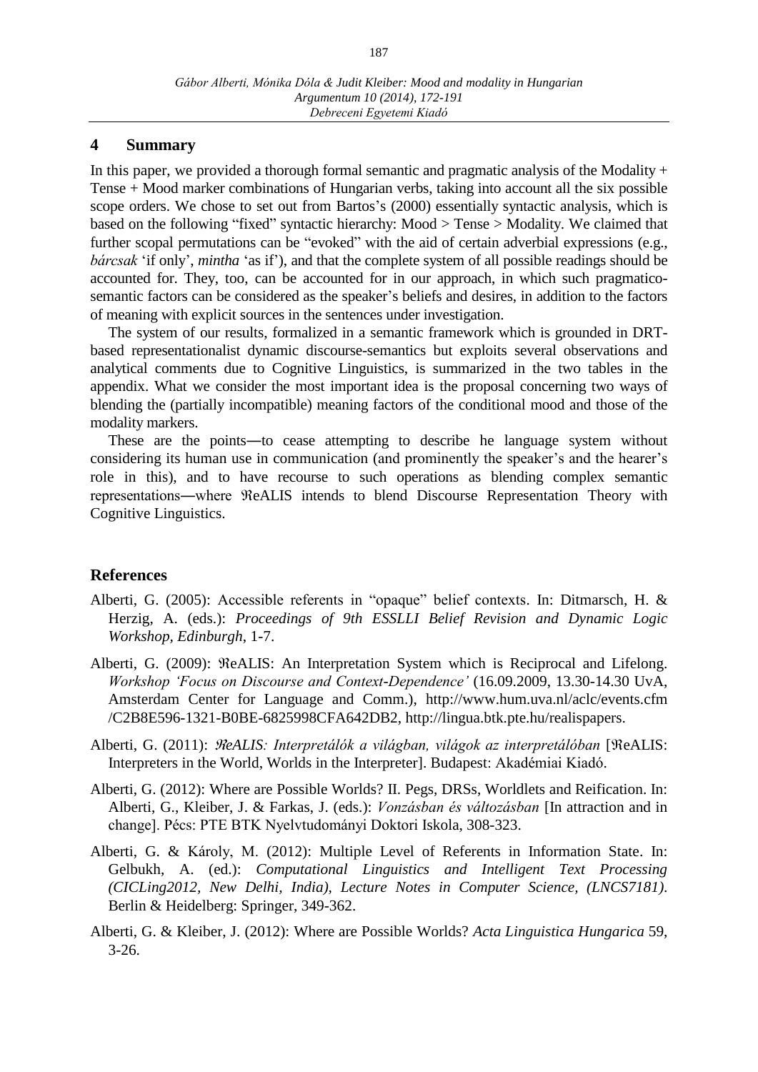## 4 Summary

In this paper, we provided a thorough formal semantic and pragmatic analysis of the Modality + Tense + Mood marker combinations of Hungarian verbs, taking into account all the six possible scope orders. We chose to set out from Bartos's (2000) essentially syntactic analysis, which is based on the following "fixed" syntactic hierarchy: Mood > Tense > Modality. We claimed that further scopal permutations can be "evoked" with the aid of certain adverbial expressions (e.g., *bárcsak* 'if only', *mintha* 'as if'), and that the complete system of all possible readings should be accounted for. They, too, can be accounted for in our approach, in which such pragmatico-semantic factors can be considered as the speaker's beliefs and desires, in addition to the factors of meaning with explicit sources in the sentences under investigation.

The system of our results, formalized in a semantic framework which is grounded in DRT-based representationalist dynamic discourse-semantics but exploits several observations and analytical comments due to Cognitive Linguistics, is summarized in the two tables in the appendix. What we consider the most important idea is the proposal concerning two ways of blending the (partially incompatible) meaning factors of the conditional mood and those of the modality markers.

These are the points―to cease attempting to describe he language system without considering its human use in communication (and prominently the speaker's and the hearer's role in this), and to have recourse to such operations as blending complex semantic representations―where ℜeALIS intends to blend Discourse Representation Theory with Cognitive Linguistics.

## References

Alberti, G. (2005): Accessible referents in "opaque" belief contexts. In: Ditmarsch, H. & Herzig, A. (eds.): *Proceedings of 9th ESSLLI Belief Revision and Dynamic Logic Workshop, Edinburgh*, 1-7.

Alberti, G. (2009): ℜeALIS: An Interpretation System which is Reciprocal and Lifelong. *Workshop 'Focus on Discourse and Context-Dependence'* (16.09.2009, 13.30-14.30 UvA, Amsterdam Center for Language and Comm.), http://www.hum.uva.nl/aclc/events.cfm /C2B8E596-1321-B0BE-6825998CFA642DB2, http://lingua.btk.pte.hu/realispapers.

Alberti, G. (2011): *ℜeALIS: Interpretálók a világban, világok az interpretálóban* [ℜeALIS: Interpreters in the World, Worlds in the Interpreter]. Budapest: Akadémiai Kiadó.

Alberti, G. (2012): Where are Possible Worlds? II. Pegs, DRSs, Worldlets and Reification. In: Alberti, G., Kleiber, J. & Farkas, J. (eds.): *Vonzásban és változásban* [In attraction and in change]. Pécs: PTE BTK Nyelvtudományi Doktori Iskola, 308-323.

Alberti, G. & Károly, M. (2012): Multiple Level of Referents in Information State. In: Gelbukh, A. (ed.): *Computational Linguistics and Intelligent Text Processing (CICLing2012, New Delhi, India), Lecture Notes in Computer Science, (LNCS7181)*. Berlin & Heidelberg: Springer, 349-362.

Alberti, G. & Kleiber, J. (2012): Where are Possible Worlds? *Acta Linguistica Hungarica* 59, 3-26.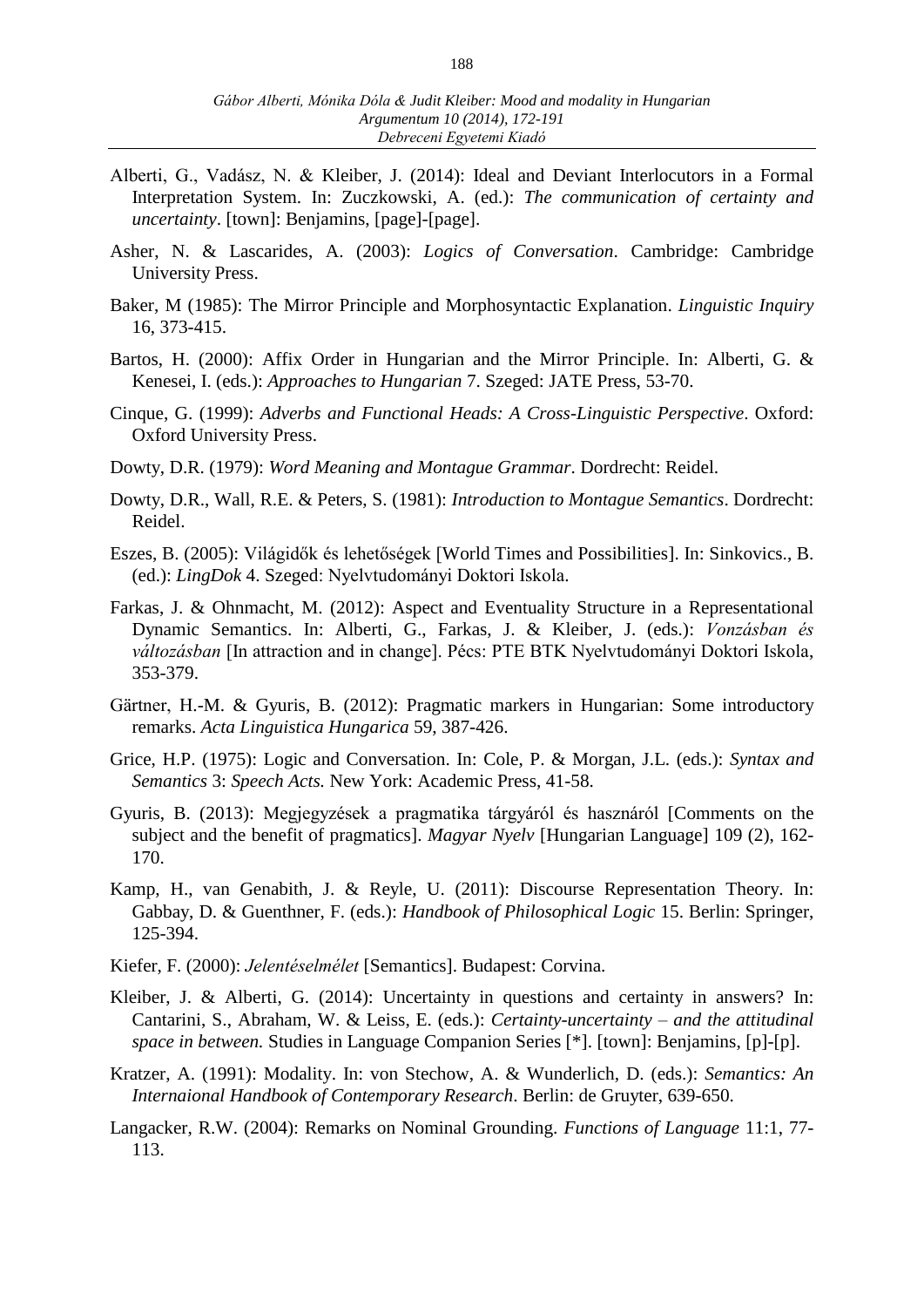Alberti, G., Vadász, N. & Kleiber, J. (2014): Ideal and Deviant Interlocutors in a Formal Interpretation System. In: Zuczkowski, A. (ed.): *The communication of certainty and uncertainty*. [town]: Benjamins, [page]-[page].

Asher, N. & Lascarides, A. (2003): *Logics of Conversation*. Cambridge: Cambridge University Press.

Baker, M (1985): The Mirror Principle and Morphosyntactic Explanation. *Linguistic Inquiry* 16, 373-415.

Bartos, H. (2000): Affix Order in Hungarian and the Mirror Principle. In: Alberti, G. & Kenesei, I. (eds.): *Approaches to Hungarian* 7. Szeged: JATE Press, 53-70.

Cinque, G. (1999): *Adverbs and Functional Heads: A Cross-Linguistic Perspective*. Oxford: Oxford University Press.

Dowty, D.R. (1979): *Word Meaning and Montague Grammar*. Dordrecht: Reidel.

Dowty, D.R., Wall, R.E. & Peters, S. (1981): *Introduction to Montague Semantics*. Dordrecht: Reidel.

Eszes, B. (2005): Világidők és lehetőségek [World Times and Possibilities]. In: Sinkovics., B. (ed.): *LingDok* 4. Szeged: Nyelvtudományi Doktori Iskola.

Farkas, J. & Ohnmacht, M. (2012): Aspect and Eventuality Structure in a Representational Dynamic Semantics. In: Alberti, G., Farkas, J. & Kleiber, J. (eds.): *Vonzásban és változásban* [In attraction and in change]. Pécs: PTE BTK Nyelvtudományi Doktori Iskola, 353-379.

Gärtner, H.-M. & Gyuris, B. (2012): Pragmatic markers in Hungarian: Some introductory remarks. *Acta Linguistica Hungarica* 59, 387-426.

Grice, H.P. (1975): Logic and Conversation. In: Cole, P. & Morgan, J.L. (eds.): *Syntax and Semantics* 3: *Speech Acts.* New York: Academic Press, 41-58.

Gyuris, B. (2013): Megjegyzések a pragmatika tárgyáról és hasznáról [Comments on the subject and the benefit of pragmatics]. *Magyar Nyelv* [Hungarian Language] 109 (2), 162-170.

Kamp, H., van Genabith, J. & Reyle, U. (2011): Discourse Representation Theory. In: Gabbay, D. & Guenthner, F. (eds.): *Handbook of Philosophical Logic* 15. Berlin: Springer, 125-394.

Kiefer, F. (2000): *Jelentéselmélet* [Semantics]. Budapest: Corvina.

Kleiber, J. & Alberti, G. (2014): Uncertainty in questions and certainty in answers? In: Cantarini, S., Abraham, W. & Leiss, E. (eds.): *Certainty-uncertainty – and the attitudinal space in between.* Studies in Language Companion Series [*]. [town]: Benjamins, [p]-[p].

Kratzer, A. (1991): Modality. In: von Stechow, A. & Wunderlich, D. (eds.): *Semantics: An Internaional Handbook of Contemporary Research*. Berlin: de Gruyter, 639-650.

Langacker, R.W. (2004): Remarks on Nominal Grounding. *Functions of Language* 11:1, 77-113.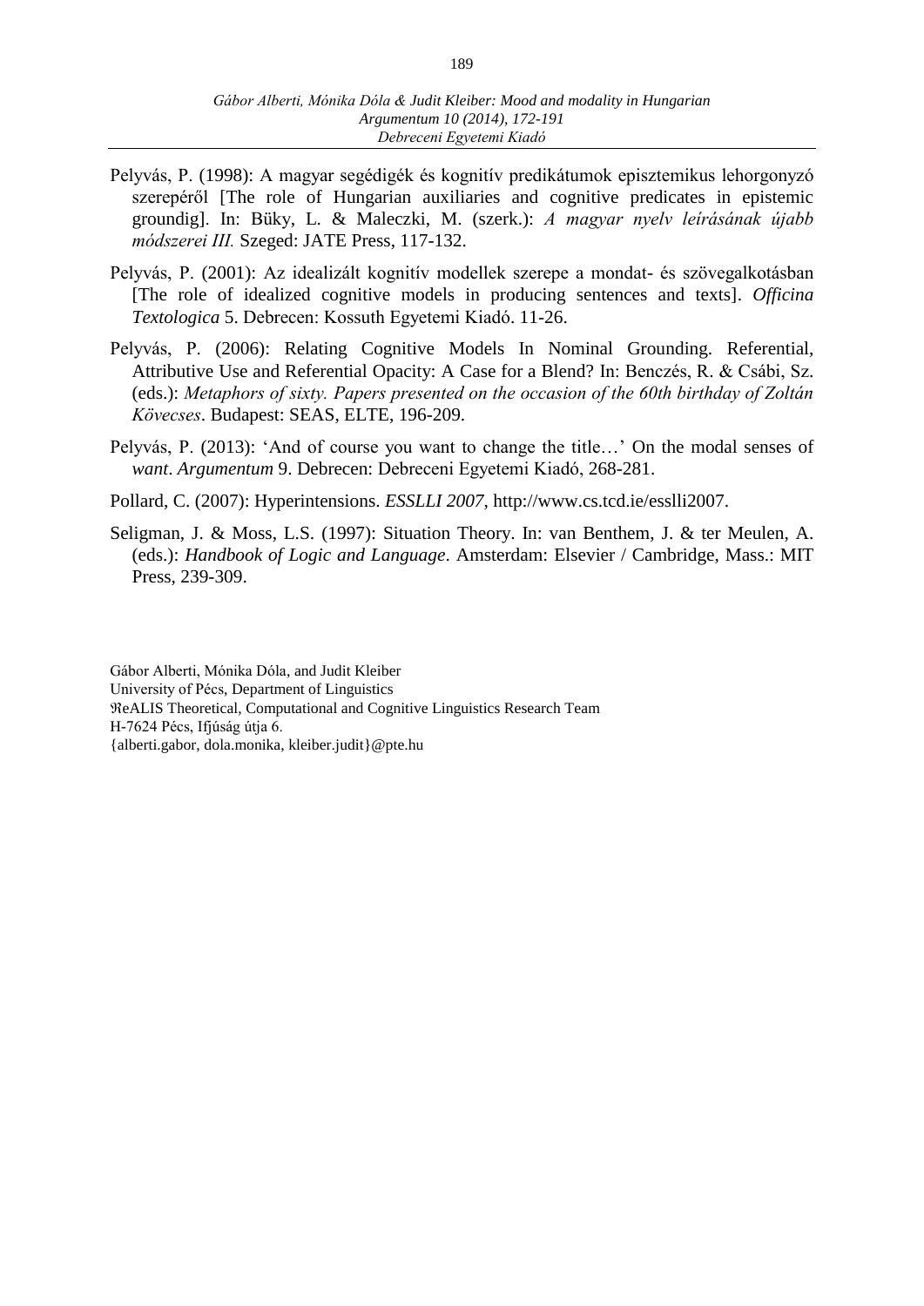Pelyvás, P. (1998): A magyar segédigék és kognitív predikátumok episztemikus lehorgonyzó szerepéről [The role of Hungarian auxiliaries and cognitive predicates in epistemic groundig]. In: Büky, L. & Maleczki, M. (szerk.): *A magyar nyelv leírásának újabb módszerei III.* Szeged: JATE Press, 117-132.

Pelyvás, P. (2001): Az idealizált kognitív modellek szerepe a mondat- és szövegalkotásban [The role of idealized cognitive models in producing sentences and texts]. *Officina Textologica* 5. Debrecen: Kossuth Egyetemi Kiadó. 11-26.

Pelyvás, P. (2006): Relating Cognitive Models In Nominal Grounding. Referential, Attributive Use and Referential Opacity: A Case for a Blend? In: Benczés, R. & Csábi, Sz. (eds.): *Metaphors of sixty. Papers presented on the occasion of the 60th birthday of Zoltán Kövecses*. Budapest: SEAS, ELTE, 196-209.

Pelyvás, P. (2013): 'And of course you want to change the title…' On the modal senses of *want*. *Argumentum* 9. Debrecen: Debreceni Egyetemi Kiadó, 268-281.

Pollard, C. (2007): Hyperintensions. *ESSLLI 2007*, http://www.cs.tcd.ie/esslli2007.

Seligman, J. & Moss, L.S. (1997): Situation Theory. In: van Benthem, J. & ter Meulen, A. (eds.): *Handbook of Logic and Language*. Amsterdam: Elsevier / Cambridge, Mass.: MIT Press, 239-309.

Gábor Alberti, Mónika Dóla, and Judit Kleiber
University of Pécs, Department of Linguistics
ℜeALIS Theoretical, Computational and Cognitive Linguistics Research Team
H-7624 Pécs, Ifjúság útja 6.
{alberti.gabor, dola.monika, kleiber.judit}@pte.hu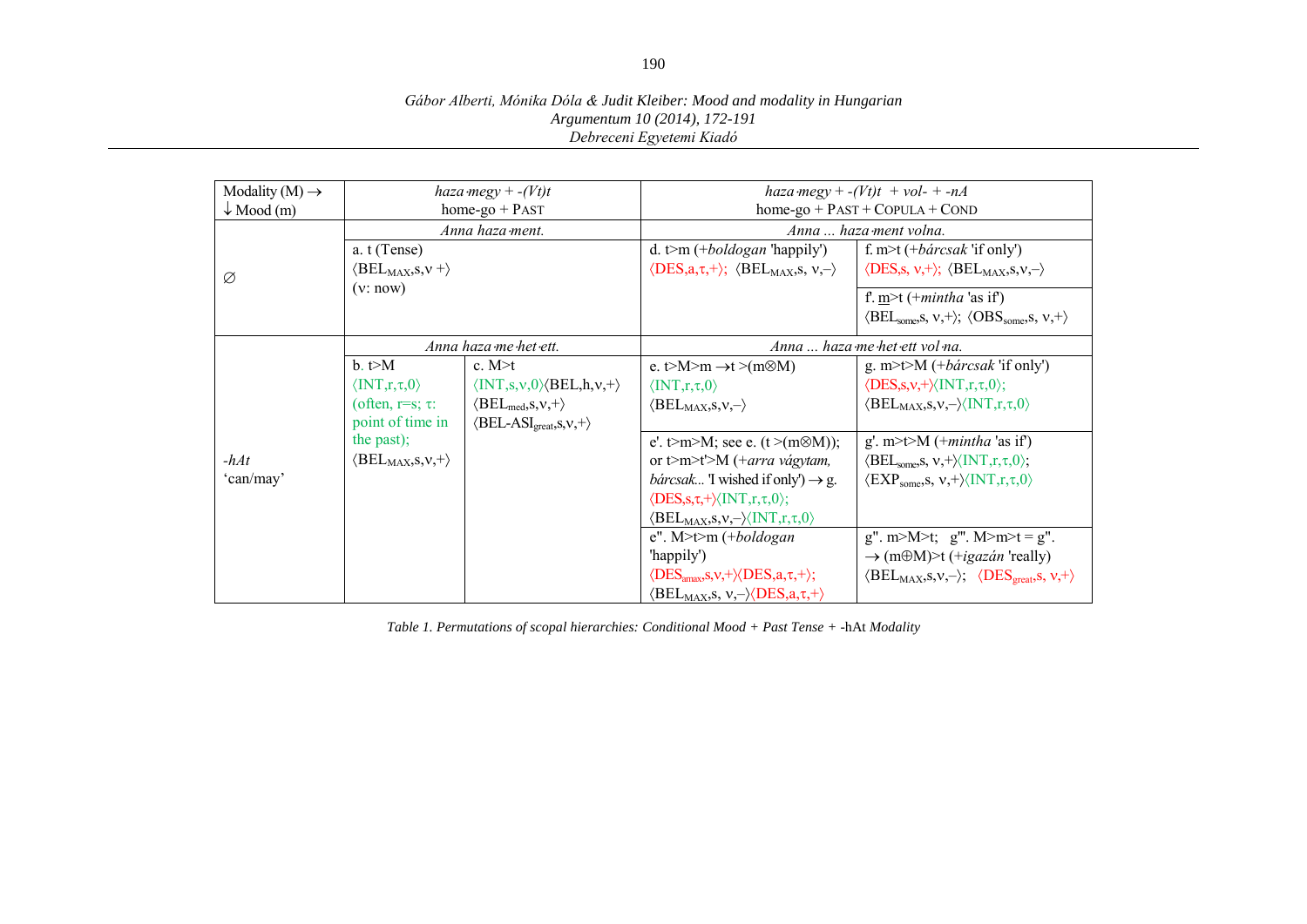| Modality (M) → ↓ Mood (m) | *haza·megy* + *-(Vt)t* home-go + PAST | | *haza·megy* + *-(Vt)t* + *vol-* + *-nA* home-go + PAST + COPULA + COND | |
|---|---|---|---|---|
| ∅ | *Anna haza·ment.* | | *Anna ... haza·ment volna.* | |
| | a. t (Tense) ⟨$BEL_{MAX}$,s,ν +⟩ (ν: now) | | d. t>m (+*boldogan* 'happily') ⟨DES,a,τ,+⟩; ⟨$BEL_{MAX}$,s, ν,–⟩ | f. m>t (+*bárcsak* 'if only') ⟨DES,s, ν,+⟩; ⟨$BEL_{MAX}$,s,ν,–⟩ |
| | | | | f'. m>t (+*mintha* 'as if') ⟨$BEL_{some}$,s, ν,+⟩; ⟨$OBS_{some}$,s, ν,+⟩ |
| *-hAt* 'can/may' | *Anna haza·me·het·ett.* | | *Anna ... haza·me·het·ett vol·na.* | |
| | b. t>M ⟨INT,r,τ,0⟩ (often, r=s; τ: point of time in the past); ⟨$BEL_{MAX}$,s,ν,+⟩ | c. M>t ⟨INT,s,ν,0⟩⟨BEL,h,ν,+⟩ ⟨$BEL_{med}$,s,ν,+⟩ ⟨BEL-$ASI_{great}$,s,ν,+⟩ | e. t>M>m →t >(m⊗M) ⟨INT,r,τ,0⟩ ⟨$BEL_{MAX}$,s,ν,–⟩ | g. m>t>M (+*bárcsak* 'if only') ⟨DES,s,ν,+⟩⟨INT,r,τ,0⟩; ⟨$BEL_{MAX}$,s,ν,–⟩⟨INT,r,τ,0⟩ |
| | | | e'. t>m>M; see e. (t >(m⊗M)); or t>m>t'>M (+*arra vágytam, bárcsak...* 'I wished if only') → g. ⟨DES,s,τ,+⟩⟨INT,r,τ,0⟩; ⟨$BEL_{MAX}$,s,ν,–⟩⟨INT,r,τ,0⟩ | g'. m>t>M (+*mintha* 'as if') ⟨$BEL_{some}$,s, ν,+⟩⟨INT,r,τ,0⟩; ⟨$EXP_{some}$,s, ν,+⟩⟨INT,r,τ,0⟩ |
| | | | e''. M>t>m (+*boldogan* 'happily') ⟨$DES_{amax}$,s,ν,+⟩⟨DES,a,τ,+⟩; ⟨$BEL_{MAX}$,s, ν,–⟩⟨DES,a,τ,+⟩ | g''. m>M>t; g'''. M>m>t = g''. → (m⊕M)>t (+*igazán* 'really') ⟨$BEL_{MAX}$,s,ν,–⟩; ⟨$DES_{great}$,s, ν,+⟩ |

*Table 1. Permutations of scopal hierarchies: Conditional Mood + Past Tense +* -hAt *Modality*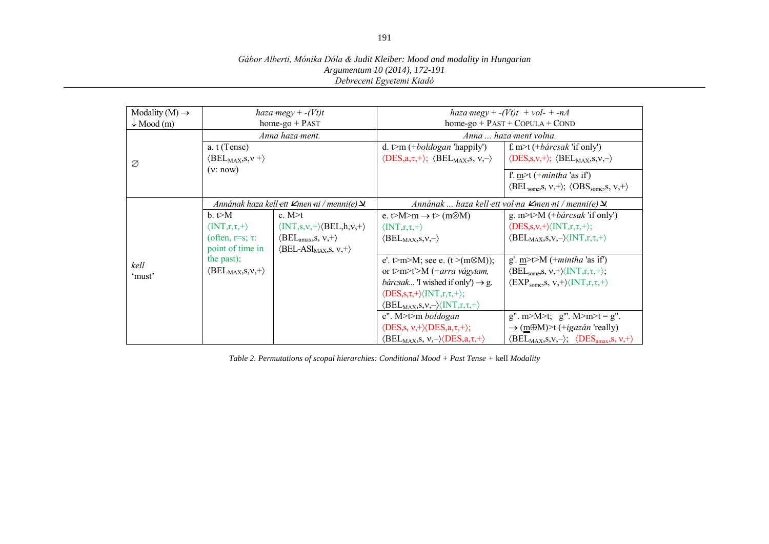| Modality (M) → ↓ Mood (m) | *haza·megy* + *-(Vt)t* home-go + PAST | | *haza·megy* + *-(Vt)t* + *vol-* + *-nA* home-go + PAST + COPULA + COND | |
|---|---|---|---|---|
| | *Anna haza·ment.* | | *Anna ... haza·ment volna.* | |
| ∅ | a. t (Tense) ⟨$BEL_{MAX}$,s,ν +⟩ (ν: now) | | d. t>m (+*boldogan* 'happily') ⟨DES,a,τ,+⟩; ⟨$BEL_{MAX}$,s, ν,–⟩ | f. m>t (+*bárcsak* 'if only') ⟨DES,s,ν,+⟩; ⟨$BEL_{MAX}$,s,ν,–⟩ f'. m>t (+*mintha* 'as if') ⟨$BEL_{some}$,s, ν,+⟩; ⟨$OBS_{some}$,s, ν,+⟩ |
| | *Annának haza kell·ett ↙men·ni / menni(e) ↘.* | | *Annának ... haza kell·ett vol·na ↙men·ni / menni(e) ↘.* | |
| *kell* 'must' | b. t>M ⟨INT,r,τ,+⟩ (often, r=s; τ: point of time in the past); ⟨$BEL_{MAX}$,s,ν,+⟩ | c. M>t ⟨INT,s,ν,+⟩⟨BEL,h,ν,+⟩ ⟨$BEL_{amax}$,s, ν,+⟩ ⟨$BEL\text{-}ASI_{MAX}$,s, ν,+⟩ | e. t>M>m → t> (m⊗M) ⟨INT,r,τ,+⟩ ⟨$BEL_{MAX}$,s,ν,–⟩ | g. m>t>M (+*bárcsak* 'if only') ⟨DES,s,ν,+⟩⟨INT,r,τ,+⟩; ⟨$BEL_{MAX}$,s,ν,–⟩⟨INT,r,τ,+⟩ |
| | | | e'. t>m>M; see e. (t >(m⊗M)); or t>m>t'>M (+*arra vágytam, bárcsak...* 'I wished if only') → g. ⟨DES,s,τ,+⟩⟨INT,r,τ,+⟩; ⟨$BEL_{MAX}$,s,ν,–⟩⟨INT,r,τ,+⟩ | g'. m>t>M (+*mintha* 'as if') ⟨$BEL_{some}$,s, ν,+⟩⟨INT,r,τ,+⟩; ⟨$EXP_{some}$,s, ν,+⟩⟨INT,r,τ,+⟩ |
| | | | e''. M>t>m *boldogan* ⟨DES,s, ν,+⟩⟨DES,a,τ,+⟩; ⟨$BEL_{MAX}$,s, ν,–⟩⟨DES,a,τ,+⟩ | g''. m>M>t; g'''. M>m>t = g''. → (m⊕M)>t (+*igazán* 'really') ⟨$BEL_{MAX}$,s,ν,–⟩; ⟨$DES_{amax}$,s, ν,+⟩ |

*Table 2. Permutations of scopal hierarchies: Conditional Mood + Past Tense +* kell *Modality*